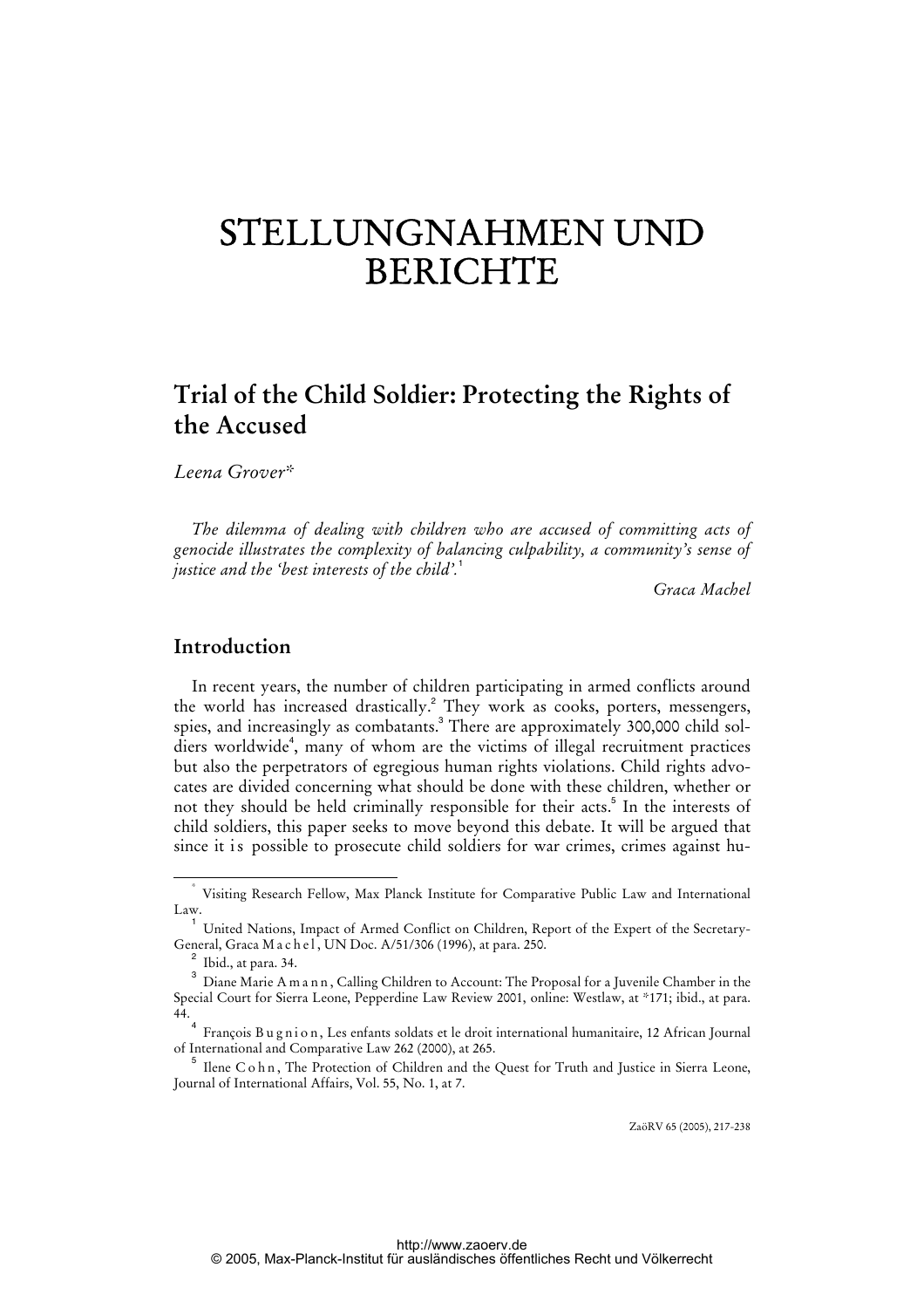# STELLUNGNAHMEN UND BERICHTE

## Trial of the Child Soldier: Protecting the Rights of the Accused

*Leena Grover*[*]

*The dilemma of dealing with children who are accused of committing acts of genocide illustrates the complexity of balancing culpability, a community's sense of justice and the 'best interests of the child'.*[1]

Graca Machel

### Introduction

In recent years, the number of children participating in armed conflicts around the world has increased drastically.[2] They work as cooks, porters, messengers, spies, and increasingly as combatants.[3] There are approximately 300,000 child soldiers worldwide[4], many of whom are the victims of illegal recruitment practices but also the perpetrators of egregious human rights violations. Child rights advocates are divided concerning what should be done with these children, whether or not they should be held criminally responsible for their acts.[5] In the interests of child soldiers, this paper seeks to move beyond this debate. It will be argued that since it is possible to prosecute child soldiers for war crimes, crimes against hu-

---

[*] Visiting Research Fellow, Max Planck Institute for Comparative Public Law and International Law.

[1] United Nations, Impact of Armed Conflict on Children, Report of the Expert of the Secretary-General, Graca Machel, UN Doc. A/51/306 (1996), at para. 250.

[2] Ibid., at para. 34.

[3] Diane Marie Amann, Calling Children to Account: The Proposal for a Juvenile Chamber in the Special Court for Sierra Leone, Pepperdine Law Review 2001, online: Westlaw, at *171; ibid., at para. 44.

[4] François Bugnion, Les enfants soldats et le droit international humanitaire, 12 African Journal of International and Comparative Law 262 (2000), at 265.

[5] Ilene Cohn, The Protection of Children and the Quest for Truth and Justice in Sierra Leone, Journal of International Affairs, Vol. 55, No. 1, at 7.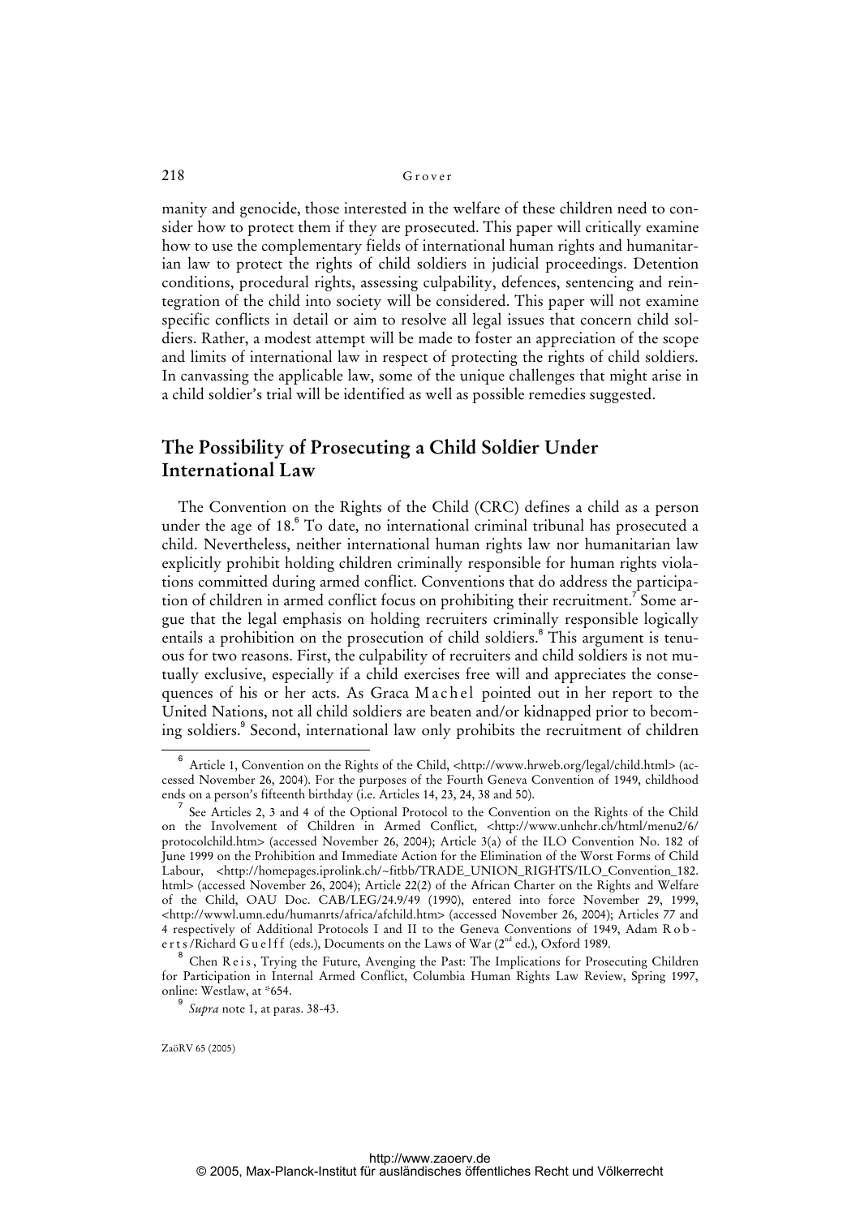manity and genocide, those interested in the welfare of these children need to consider how to protect them if they are prosecuted. This paper will critically examine how to use the complementary fields of international human rights and humanitarian law to protect the rights of child soldiers in judicial proceedings. Detention conditions, procedural rights, assessing culpability, defences, sentencing and reintegration of the child into society will be considered. This paper will not examine specific conflicts in detail or aim to resolve all legal issues that concern child soldiers. Rather, a modest attempt will be made to foster an appreciation of the scope and limits of international law in respect of protecting the rights of child soldiers. In canvassing the applicable law, some of the unique challenges that might arise in a child soldier's trial will be identified as well as possible remedies suggested.

## The Possibility of Prosecuting a Child Soldier Under International Law

The Convention on the Rights of the Child (CRC) defines a child as a person under the age of 18.[6] To date, no international criminal tribunal has prosecuted a child. Nevertheless, neither international human rights law nor humanitarian law explicitly prohibit holding children criminally responsible for human rights violations committed during armed conflict. Conventions that do address the participation of children in armed conflict focus on prohibiting their recruitment.[7] Some argue that the legal emphasis on holding recruiters criminally responsible logically entails a prohibition on the prosecution of child soldiers.[8] This argument is tenuous for two reasons. First, the culpability of recruiters and child soldiers is not mutually exclusive, especially if a child exercises free will and appreciates the consequences of his or her acts. As Graca Machel pointed out in her report to the United Nations, not all child soldiers are beaten and/or kidnapped prior to becoming soldiers.[9] Second, international law only prohibits the recruitment of children

---

[6] Article 1, Convention on the Rights of the Child, <http://www.hrweb.org/legal/child.html> (accessed November 26, 2004). For the purposes of the Fourth Geneva Convention of 1949, childhood ends on a person's fifteenth birthday (i.e. Articles 14, 23, 24, 38 and 50).

[7] See Articles 2, 3 and 4 of the Optional Protocol to the Convention on the Rights of the Child on the Involvement of Children in Armed Conflict, <http://www.unhchr.ch/html/menu2/6/protocolchild.htm> (accessed November 26, 2004); Article 3(a) of the ILO Convention No. 182 of June 1999 on the Prohibition and Immediate Action for the Elimination of the Worst Forms of Child Labour, <http://homepages.iprolink.ch/~fitbb/TRADE_UNION_RIGHTS/ILO_Convention_182.html> (accessed November 26, 2004); Article 22(2) of the African Charter on the Rights and Welfare of the Child, OAU Doc. CAB/LEG/24.9/49 (1990), entered into force November 29, 1999, <http://wwwl.umn.edu/humanrts/africa/afchild.htm> (accessed November 26, 2004); Articles 77 and 4 respectively of Additional Protocols I and II to the Geneva Conventions of 1949, Adam Roberts/Richard Guelff (eds.), Documents on the Laws of War (2nd ed.), Oxford 1989.

[8] Chen Reis, Trying the Future, Avenging the Past: The Implications for Prosecuting Children for Participation in Internal Armed Conflict, Columbia Human Rights Law Review, Spring 1997, online: Westlaw, at *654.

[9] *Supra* note 1, at paras. 38-43.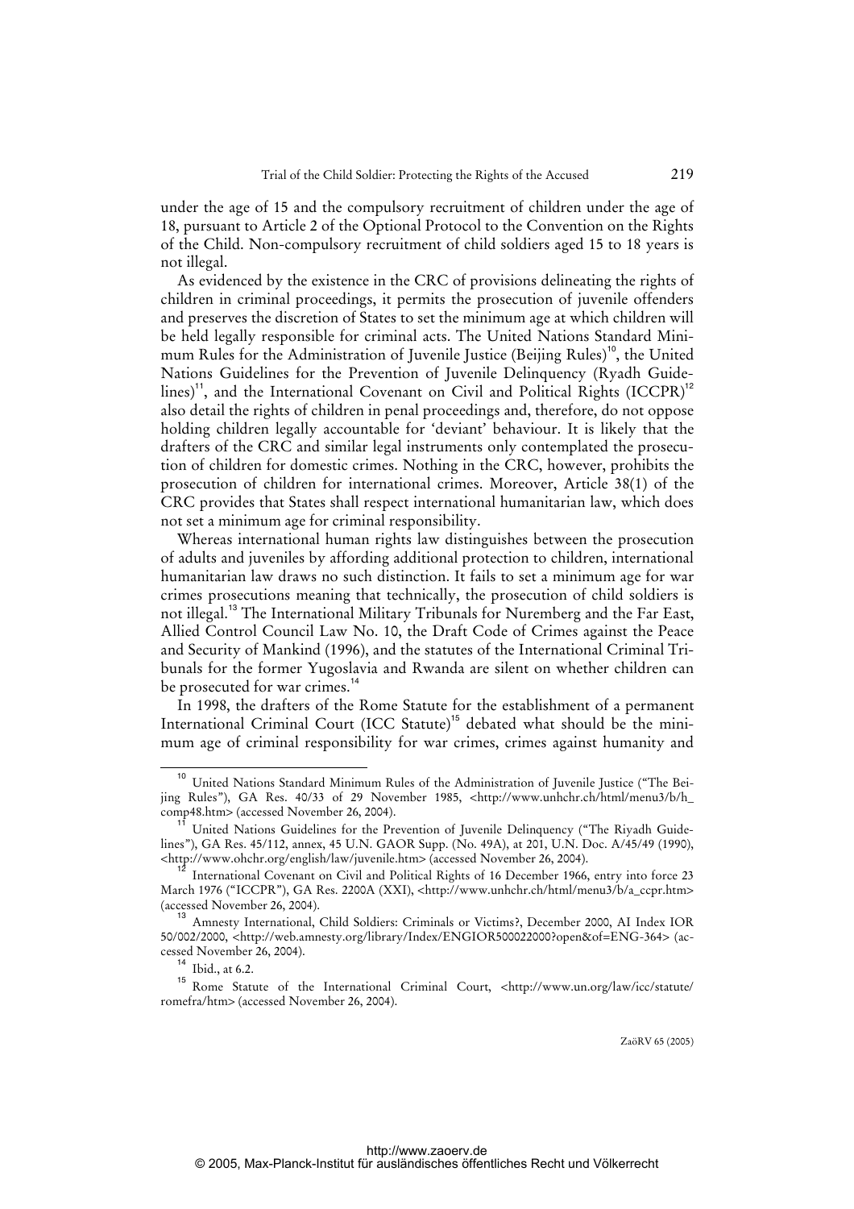under the age of 15 and the compulsory recruitment of children under the age of 18, pursuant to Article 2 of the Optional Protocol to the Convention on the Rights of the Child. Non-compulsory recruitment of child soldiers aged 15 to 18 years is not illegal.

As evidenced by the existence in the CRC of provisions delineating the rights of children in criminal proceedings, it permits the prosecution of juvenile offenders and preserves the discretion of States to set the minimum age at which children will be held legally responsible for criminal acts. The United Nations Standard Minimum Rules for the Administration of Juvenile Justice (Beijing Rules)[10], the United Nations Guidelines for the Prevention of Juvenile Delinquency (Ryadh Guidelines)[11], and the International Covenant on Civil and Political Rights (ICCPR)[12] also detail the rights of children in penal proceedings and, therefore, do not oppose holding children legally accountable for 'deviant' behaviour. It is likely that the drafters of the CRC and similar legal instruments only contemplated the prosecution of children for domestic crimes. Nothing in the CRC, however, prohibits the prosecution of children for international crimes. Moreover, Article 38(1) of the CRC provides that States shall respect international humanitarian law, which does not set a minimum age for criminal responsibility.

Whereas international human rights law distinguishes between the prosecution of adults and juveniles by affording additional protection to children, international humanitarian law draws no such distinction. It fails to set a minimum age for war crimes prosecutions meaning that technically, the prosecution of child soldiers is not illegal.[13] The International Military Tribunals for Nuremberg and the Far East, Allied Control Council Law No. 10, the Draft Code of Crimes against the Peace and Security of Mankind (1996), and the statutes of the International Criminal Tribunals for the former Yugoslavia and Rwanda are silent on whether children can be prosecuted for war crimes.[14]

In 1998, the drafters of the Rome Statute for the establishment of a permanent International Criminal Court (ICC Statute)[15] debated what should be the minimum age of criminal responsibility for war crimes, crimes against humanity and

---

[10] United Nations Standard Minimum Rules of the Administration of Juvenile Justice ("The Beijing Rules"), GA Res. 40/33 of 29 November 1985, <http://www.unhchr.ch/html/menu3/b/h_comp48.htm> (accessed November 26, 2004).

[11] United Nations Guidelines for the Prevention of Juvenile Delinquency ("The Riyadh Guidelines"), GA Res. 45/112, annex, 45 U.N. GAOR Supp. (No. 49A), at 201, U.N. Doc. A/45/49 (1990), <http://www.ohchr.org/english/law/juvenile.htm> (accessed November 26, 2004).

[12] International Covenant on Civil and Political Rights of 16 December 1966, entry into force 23 March 1976 ("ICCPR"), GA Res. 2200A (XXI), <http://www.unhchr.ch/html/menu3/b/a_ccpr.htm> (accessed November 26, 2004).

[13] Amnesty International, Child Soldiers: Criminals or Victims?, December 2000, AI Index IOR 50/002/2000, <http://web.amnesty.org/library/Index/ENGIOR500022000?open&of=ENG-364> (accessed November 26, 2004).

[14] Ibid., at 6.2.

[15] Rome Statute of the International Criminal Court, <http://www.un.org/law/icc/statute/romefra/htm> (accessed November 26, 2004).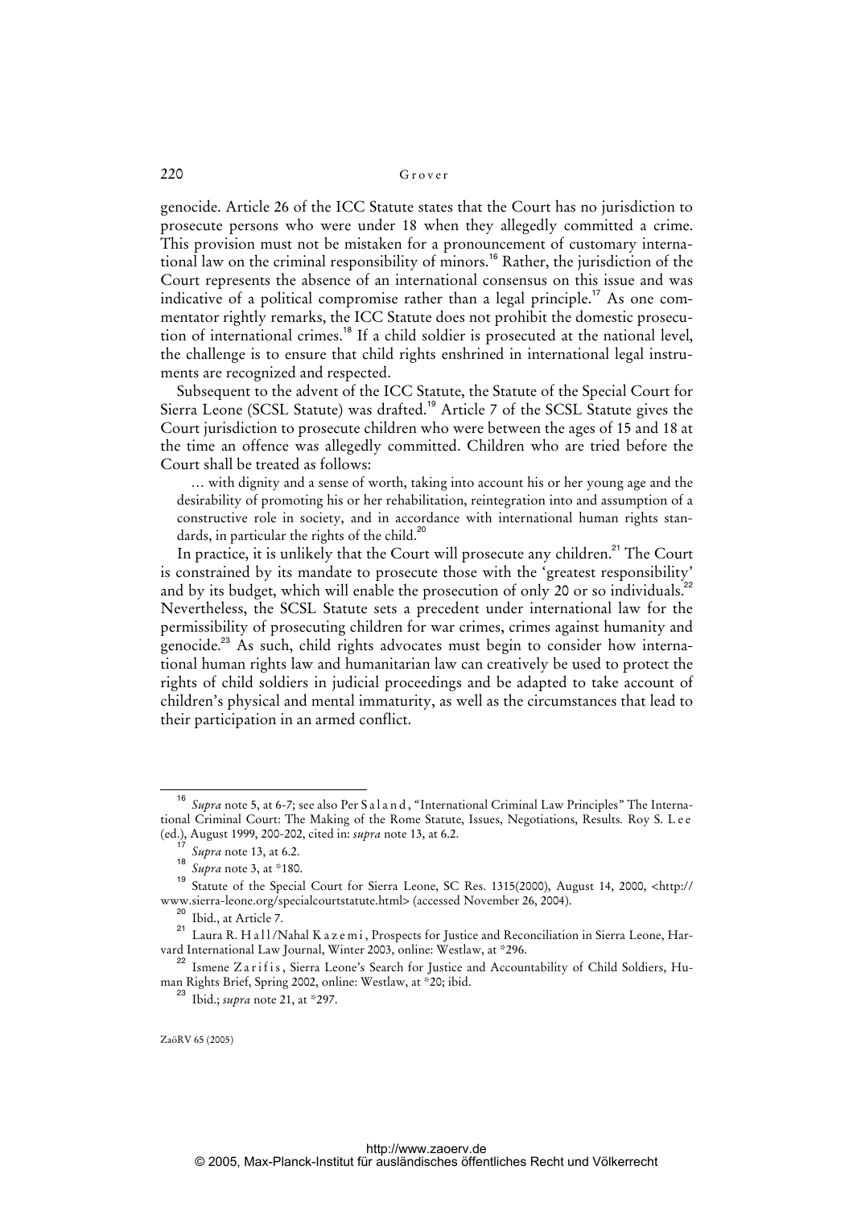genocide. Article 26 of the ICC Statute states that the Court has no jurisdiction to prosecute persons who were under 18 when they allegedly committed a crime. This provision must not be mistaken for a pronouncement of customary international law on the criminal responsibility of minors.[16] Rather, the jurisdiction of the Court represents the absence of an international consensus on this issue and was indicative of a political compromise rather than a legal principle.[17] As one commentator rightly remarks, the ICC Statute does not prohibit the domestic prosecution of international crimes.[18] If a child soldier is prosecuted at the national level, the challenge is to ensure that child rights enshrined in international legal instruments are recognized and respected.

Subsequent to the advent of the ICC Statute, the Statute of the Special Court for Sierra Leone (SCSL Statute) was drafted.[19] Article 7 of the SCSL Statute gives the Court jurisdiction to prosecute children who were between the ages of 15 and 18 at the time an offence was allegedly committed. Children who are tried before the Court shall be treated as follows:

> … with dignity and a sense of worth, taking into account his or her young age and the desirability of promoting his or her rehabilitation, reintegration into and assumption of a constructive role in society, and in accordance with international human rights standards, in particular the rights of the child.[20]

In practice, it is unlikely that the Court will prosecute any children.[21] The Court is constrained by its mandate to prosecute those with the 'greatest responsibility' and by its budget, which will enable the prosecution of only 20 or so individuals.[22] Nevertheless, the SCSL Statute sets a precedent under international law for the permissibility of prosecuting children for war crimes, crimes against humanity and genocide.[23] As such, child rights advocates must begin to consider how international human rights law and humanitarian law can creatively be used to protect the rights of child soldiers in judicial proceedings and be adapted to take account of children's physical and mental immaturity, as well as the circumstances that lead to their participation in an armed conflict.

---

[16] *Supra* note 5, at 6-7; see also Per Saland, "International Criminal Law Principles" The International Criminal Court: The Making of the Rome Statute, Issues, Negotiations, Results. Roy S. Lee (ed.), August 1999, 200-202, cited in: *supra* note 13, at 6.2.

[17] *Supra* note 13, at 6.2.

[18] *Supra* note 3, at *180.

[19] Statute of the Special Court for Sierra Leone, SC Res. 1315(2000), August 14, 2000, <http://www.sierra-leone.org/specialcourtstatute.html> (accessed November 26, 2004).

[20] Ibid., at Article 7.

[21] Laura R. Hall/Nahal Kazemi, Prospects for Justice and Reconciliation in Sierra Leone, Harvard International Law Journal, Winter 2003, online: Westlaw, at *296.

[22] Ismene Zarifis, Sierra Leone's Search for Justice and Accountability of Child Soldiers, Human Rights Brief, Spring 2002, online: Westlaw, at *20; ibid.

[23] Ibid.; *supra* note 21, at *297.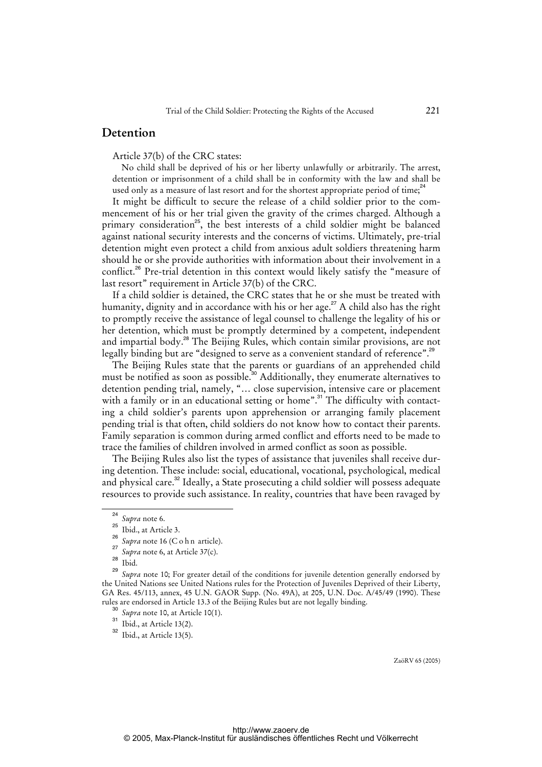## Detention

Article 37(b) of the CRC states:

> No child shall be deprived of his or her liberty unlawfully or arbitrarily. The arrest, detention or imprisonment of a child shall be in conformity with the law and shall be used only as a measure of last resort and for the shortest appropriate period of time;[24]

It might be difficult to secure the release of a child soldier prior to the commencement of his or her trial given the gravity of the crimes charged. Although a primary consideration[25], the best interests of a child soldier might be balanced against national security interests and the concerns of victims. Ultimately, pre-trial detention might even protect a child from anxious adult soldiers threatening harm should he or she provide authorities with information about their involvement in a conflict.[26] Pre-trial detention in this context would likely satisfy the "measure of last resort" requirement in Article 37(b) of the CRC.

If a child soldier is detained, the CRC states that he or she must be treated with humanity, dignity and in accordance with his or her age.[27] A child also has the right to promptly receive the assistance of legal counsel to challenge the legality of his or her detention, which must be promptly determined by a competent, independent and impartial body.[28] The Beijing Rules, which contain similar provisions, are not legally binding but are "designed to serve as a convenient standard of reference".[29]

The Beijing Rules state that the parents or guardians of an apprehended child must be notified as soon as possible.[30] Additionally, they enumerate alternatives to detention pending trial, namely, "… close supervision, intensive care or placement with a family or in an educational setting or home".[31] The difficulty with contacting a child soldier's parents upon apprehension or arranging family placement pending trial is that often, child soldiers do not know how to contact their parents. Family separation is common during armed conflict and efforts need to be made to trace the families of children involved in armed conflict as soon as possible.

The Beijing Rules also list the types of assistance that juveniles shall receive during detention. These include: social, educational, vocational, psychological, medical and physical care.[32] Ideally, a State prosecuting a child soldier will possess adequate resources to provide such assistance. In reality, countries that have been ravaged by

---

[24] *Supra* note 6.

[25] Ibid., at Article 3.

[26] *Supra* note 16 (Cohn article).

[27] *Supra* note 6, at Article 37(c).

[28] Ibid.

[29] *Supra* note 10; For greater detail of the conditions for juvenile detention generally endorsed by the United Nations see United Nations rules for the Protection of Juveniles Deprived of their Liberty, GA Res. 45/113, annex, 45 U.N. GAOR Supp. (No. 49A), at 205, U.N. Doc. A/45/49 (1990). These rules are endorsed in Article 13.3 of the Beijing Rules but are not legally binding.

[30] *Supra* note 10, at Article 10(1).

[31] Ibid., at Article 13(2).

[32] Ibid., at Article 13(5).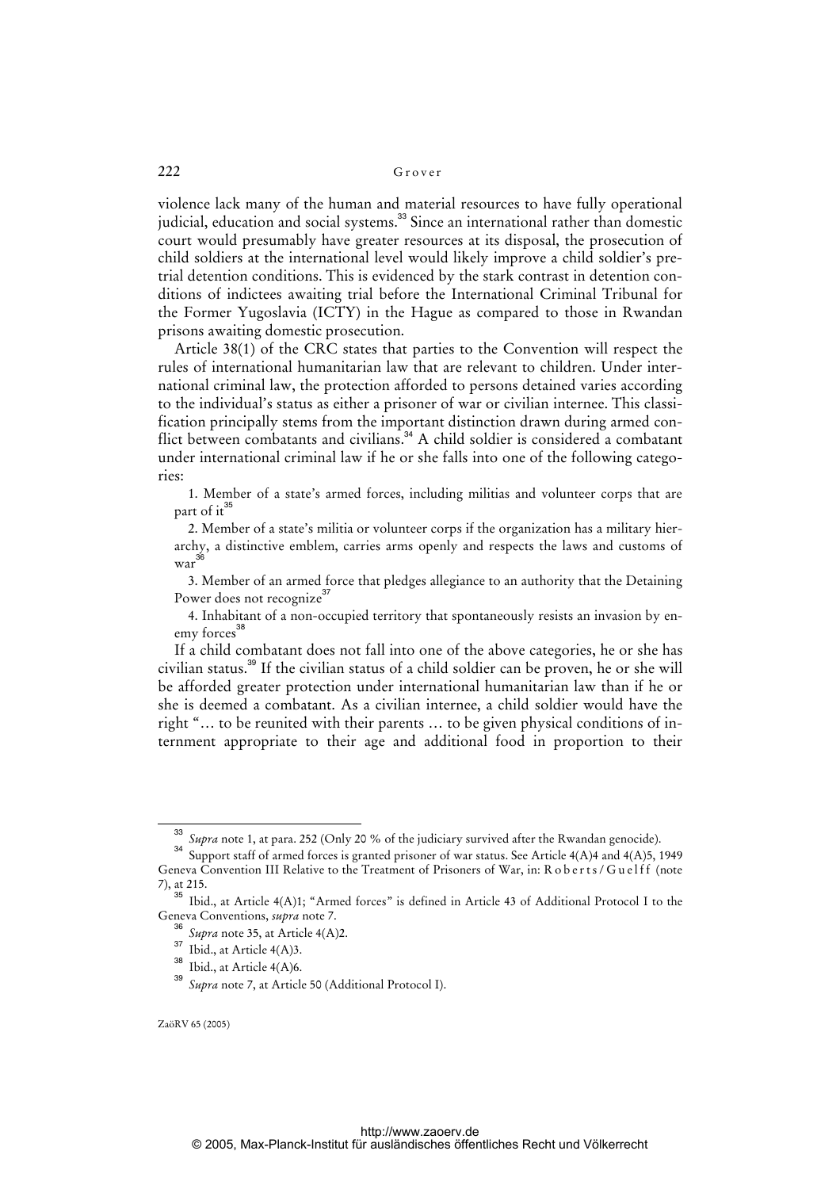violence lack many of the human and material resources to have fully operational judicial, education and social systems.[33] Since an international rather than domestic court would presumably have greater resources at its disposal, the prosecution of child soldiers at the international level would likely improve a child soldier's pre-trial detention conditions. This is evidenced by the stark contrast in detention conditions of indictees awaiting trial before the International Criminal Tribunal for the Former Yugoslavia (ICTY) in the Hague as compared to those in Rwandan prisons awaiting domestic prosecution.

Article 38(1) of the CRC states that parties to the Convention will respect the rules of international humanitarian law that are relevant to children. Under international criminal law, the protection afforded to persons detained varies according to the individual's status as either a prisoner of war or civilian internee. This classification principally stems from the important distinction drawn during armed conflict between combatants and civilians.[34] A child soldier is considered a combatant under international criminal law if he or she falls into one of the following categories:

1. Member of a state's armed forces, including militias and volunteer corps that are part of it[35]

2. Member of a state's militia or volunteer corps if the organization has a military hierarchy, a distinctive emblem, carries arms openly and respects the laws and customs of war[36]

3. Member of an armed force that pledges allegiance to an authority that the Detaining Power does not recognize[37]

4. Inhabitant of a non-occupied territory that spontaneously resists an invasion by enemy forces[38]

If a child combatant does not fall into one of the above categories, he or she has civilian status.[39] If the civilian status of a child soldier can be proven, he or she will be afforded greater protection under international humanitarian law than if he or she is deemed a combatant. As a civilian internee, a child soldier would have the right "… to be reunited with their parents … to be given physical conditions of internment appropriate to their age and additional food in proportion to their

---

[33] *Supra* note 1, at para. 252 (Only 20 % of the judiciary survived after the Rwandan genocide).

[34] Support staff of armed forces is granted prisoner of war status. See Article 4(A)4 and 4(A)5, 1949 Geneva Convention III Relative to the Treatment of Prisoners of War, in: Roberts / Guelff (note 7), at 215.

[35] Ibid., at Article 4(A)1; "Armed forces" is defined in Article 43 of Additional Protocol I to the Geneva Conventions, *supra* note 7.

[36] *Supra* note 35, at Article 4(A)2.

[37] Ibid., at Article 4(A)3.

[38] Ibid., at Article 4(A)6.

[39] *Supra* note 7, at Article 50 (Additional Protocol I).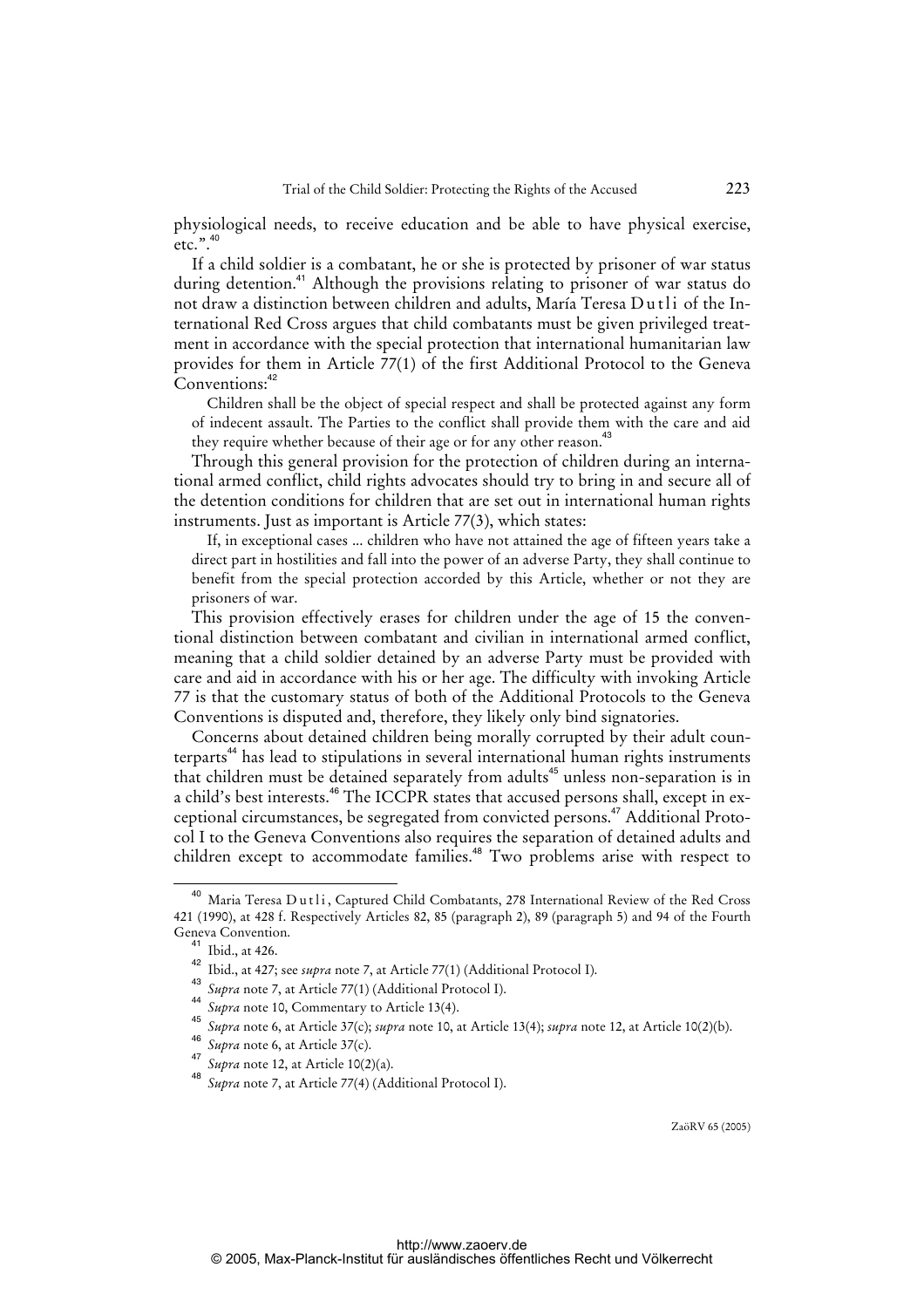physiological needs, to receive education and be able to have physical exercise, etc.".[40]

If a child soldier is a combatant, he or she is protected by prisoner of war status during detention.[41] Although the provisions relating to prisoner of war status do not draw a distinction between children and adults, María Teresa Dutli of the International Red Cross argues that child combatants must be given privileged treatment in accordance with the special protection that international humanitarian law provides for them in Article 77(1) of the first Additional Protocol to the Geneva Conventions:[42]

> Children shall be the object of special respect and shall be protected against any form of indecent assault. The Parties to the conflict shall provide them with the care and aid they require whether because of their age or for any other reason.[43]

Through this general provision for the protection of children during an international armed conflict, child rights advocates should try to bring in and secure all of the detention conditions for children that are set out in international human rights instruments. Just as important is Article 77(3), which states:

> If, in exceptional cases ... children who have not attained the age of fifteen years take a direct part in hostilities and fall into the power of an adverse Party, they shall continue to benefit from the special protection accorded by this Article, whether or not they are prisoners of war.

This provision effectively erases for children under the age of 15 the conventional distinction between combatant and civilian in international armed conflict, meaning that a child soldier detained by an adverse Party must be provided with care and aid in accordance with his or her age. The difficulty with invoking Article 77 is that the customary status of both of the Additional Protocols to the Geneva Conventions is disputed and, therefore, they likely only bind signatories.

Concerns about detained children being morally corrupted by their adult counterparts[44] has lead to stipulations in several international human rights instruments that children must be detained separately from adults[45] unless non-separation is in a child's best interests.[46] The ICCPR states that accused persons shall, except in exceptional circumstances, be segregated from convicted persons.[47] Additional Protocol I to the Geneva Conventions also requires the separation of detained adults and children except to accommodate families.[48] Two problems arise with respect to

---

[40] Maria Teresa Dutli, Captured Child Combatants, 278 International Review of the Red Cross 421 (1990), at 428 f. Respectively Articles 82, 85 (paragraph 2), 89 (paragraph 5) and 94 of the Fourth Geneva Convention.

[41] Ibid., at 426.

[42] Ibid., at 427; see *supra* note 7, at Article 77(1) (Additional Protocol I).

[43] *Supra* note 7, at Article 77(1) (Additional Protocol I).

[44] *Supra* note 10, Commentary to Article 13(4).

[45] *Supra* note 6, at Article 37(c); *supra* note 10, at Article 13(4); *supra* note 12, at Article 10(2)(b).

[46] *Supra* note 6, at Article 37(c).

[47] *Supra* note 12, at Article 10(2)(a).

[48] *Supra* note 7, at Article 77(4) (Additional Protocol I).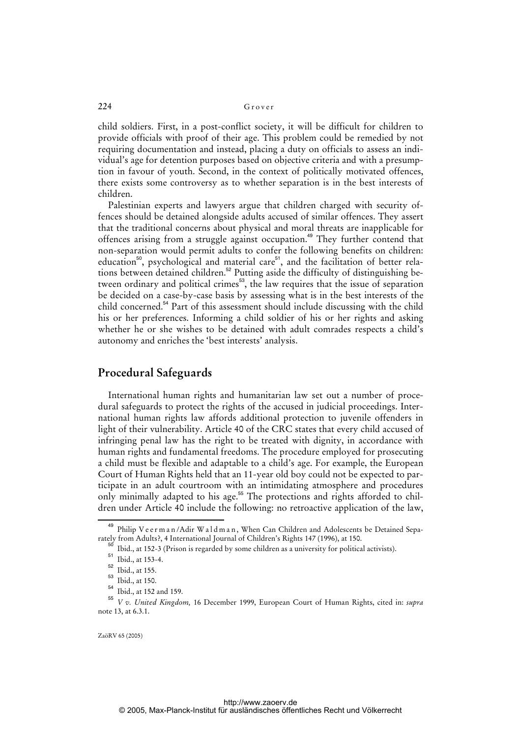child soldiers. First, in a post-conflict society, it will be difficult for children to provide officials with proof of their age. This problem could be remedied by not requiring documentation and instead, placing a duty on officials to assess an individual's age for detention purposes based on objective criteria and with a presumption in favour of youth. Second, in the context of politically motivated offences, there exists some controversy as to whether separation is in the best interests of children.

Palestinian experts and lawyers argue that children charged with security offences should be detained alongside adults accused of similar offences. They assert that the traditional concerns about physical and moral threats are inapplicable for offences arising from a struggle against occupation.[49] They further contend that non-separation would permit adults to confer the following benefits on children: education[50], psychological and material care[51], and the facilitation of better relations between detained children.[52] Putting aside the difficulty of distinguishing between ordinary and political crimes[53], the law requires that the issue of separation be decided on a case-by-case basis by assessing what is in the best interests of the child concerned.[54] Part of this assessment should include discussing with the child his or her preferences. Informing a child soldier of his or her rights and asking whether he or she wishes to be detained with adult comrades respects a child's autonomy and enriches the 'best interests' analysis.

## Procedural Safeguards

International human rights and humanitarian law set out a number of procedural safeguards to protect the rights of the accused in judicial proceedings. International human rights law affords additional protection to juvenile offenders in light of their vulnerability. Article 40 of the CRC states that every child accused of infringing penal law has the right to be treated with dignity, in accordance with human rights and fundamental freedoms. The procedure employed for prosecuting a child must be flexible and adaptable to a child's age. For example, the European Court of Human Rights held that an 11-year old boy could not be expected to participate in an adult courtroom with an intimidating atmosphere and procedures only minimally adapted to his age.[55] The protections and rights afforded to children under Article 40 include the following: no retroactive application of the law,

---

[49] Philip Veerman/Adir Waldman, When Can Children and Adolescents be Detained Separately from Adults?, 4 International Journal of Children's Rights 147 (1996), at 150.

[50] Ibid., at 152-3 (Prison is regarded by some children as a university for political activists).

[51] Ibid., at 153-4.

[52] Ibid., at 155.

[53] Ibid., at 150.

[54] Ibid., at 152 and 159.

[55] *V v. United Kingdom,* 16 December 1999, European Court of Human Rights, cited in: *supra* note 13, at 6.3.1.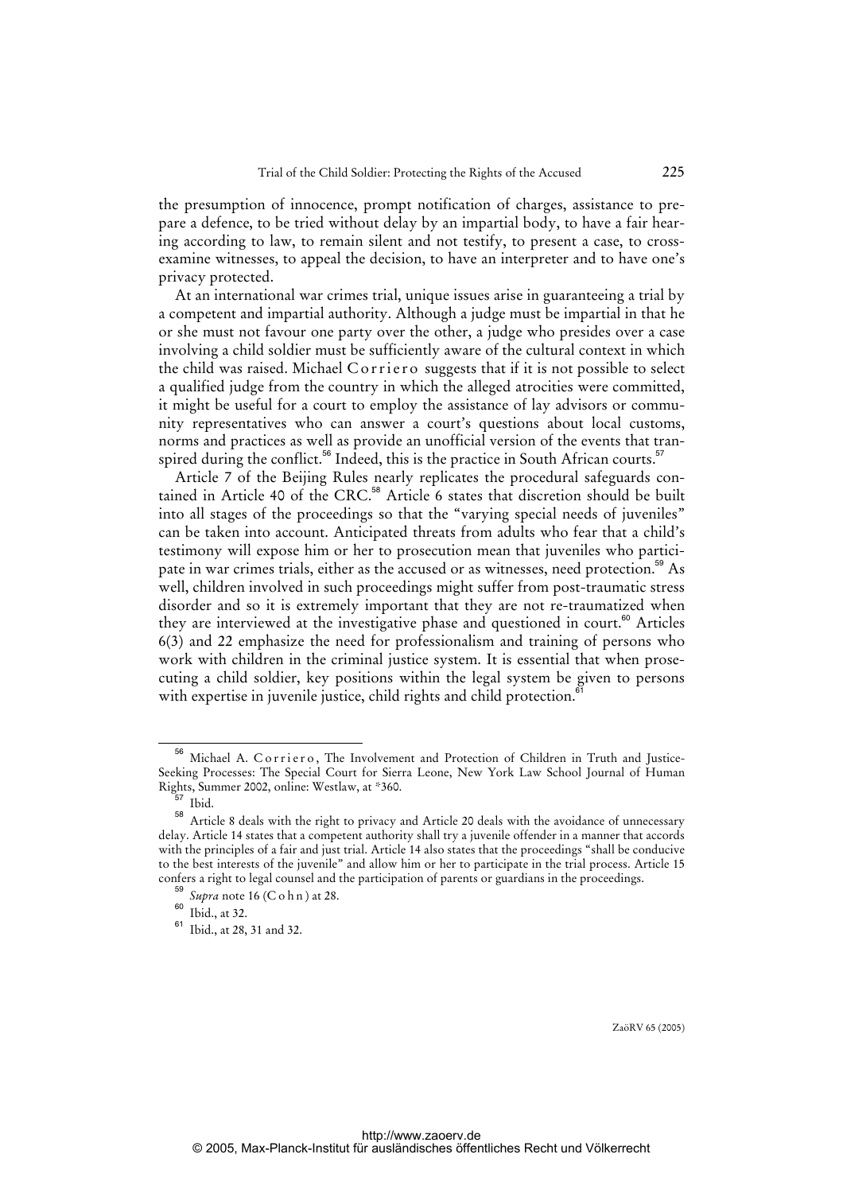the presumption of innocence, prompt notification of charges, assistance to prepare a defence, to be tried without delay by an impartial body, to have a fair hearing according to law, to remain silent and not testify, to present a case, to cross-examine witnesses, to appeal the decision, to have an interpreter and to have one's privacy protected.

At an international war crimes trial, unique issues arise in guaranteeing a trial by a competent and impartial authority. Although a judge must be impartial in that he or she must not favour one party over the other, a judge who presides over a case involving a child soldier must be sufficiently aware of the cultural context in which the child was raised. Michael Corriero suggests that if it is not possible to select a qualified judge from the country in which the alleged atrocities were committed, it might be useful for a court to employ the assistance of lay advisors or community representatives who can answer a court's questions about local customs, norms and practices as well as provide an unofficial version of the events that transpired during the conflict.[56] Indeed, this is the practice in South African courts.[57]

Article 7 of the Beijing Rules nearly replicates the procedural safeguards contained in Article 40 of the CRC.[58] Article 6 states that discretion should be built into all stages of the proceedings so that the "varying special needs of juveniles" can be taken into account. Anticipated threats from adults who fear that a child's testimony will expose him or her to prosecution mean that juveniles who participate in war crimes trials, either as the accused or as witnesses, need protection.[59] As well, children involved in such proceedings might suffer from post-traumatic stress disorder and so it is extremely important that they are not re-traumatized when they are interviewed at the investigative phase and questioned in court.[60] Articles 6(3) and 22 emphasize the need for professionalism and training of persons who work with children in the criminal justice system. It is essential that when prosecuting a child soldier, key positions within the legal system be given to persons with expertise in juvenile justice, child rights and child protection.[61]

---

[56] Michael A. Corriero, The Involvement and Protection of Children in Truth and Justice-Seeking Processes: The Special Court for Sierra Leone, New York Law School Journal of Human Rights, Summer 2002, online: Westlaw, at *360.

[57] Ibid.

[58] Article 8 deals with the right to privacy and Article 20 deals with the avoidance of unnecessary delay. Article 14 states that a competent authority shall try a juvenile offender in a manner that accords with the principles of a fair and just trial. Article 14 also states that the proceedings "shall be conducive to the best interests of the juvenile" and allow him or her to participate in the trial process. Article 15 confers a right to legal counsel and the participation of parents or guardians in the proceedings.

[59] *Supra* note 16 (Cohn) at 28.

[60] Ibid., at 32.

[61] Ibid., at 28, 31 and 32.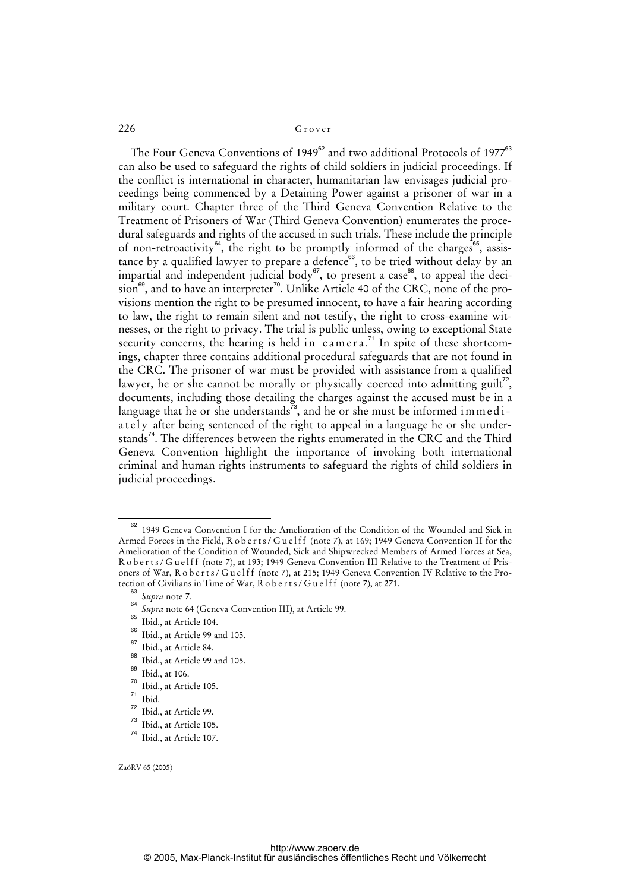The Four Geneva Conventions of 1949[62] and two additional Protocols of 1977[63] can also be used to safeguard the rights of child soldiers in judicial proceedings. If the conflict is international in character, humanitarian law envisages judicial proceedings being commenced by a Detaining Power against a prisoner of war in a military court. Chapter three of the Third Geneva Convention Relative to the Treatment of Prisoners of War (Third Geneva Convention) enumerates the procedural safeguards and rights of the accused in such trials. These include the principle of non-retroactivity[64], the right to be promptly informed of the charges[65], assistance by a qualified lawyer to prepare a defence[66], to be tried without delay by an impartial and independent judicial body[67], to present a case[68], to appeal the decision[69], and to have an interpreter[70]. Unlike Article 40 of the CRC, none of the provisions mention the right to be presumed innocent, to have a fair hearing according to law, the right to remain silent and not testify, the right to cross-examine witnesses, or the right to privacy. The trial is public unless, owing to exceptional State security concerns, the hearing is held *in camera*.[71] In spite of these shortcomings, chapter three contains additional procedural safeguards that are not found in the CRC. The prisoner of war must be provided with assistance from a qualified lawyer, he or she cannot be morally or physically coerced into admitting guilt[72], documents, including those detailing the charges against the accused must be in a language that he or she understands[73], and he or she must be informed *immediately* after being sentenced of the right to appeal in a language he or she understands[74]. The differences between the rights enumerated in the CRC and the Third Geneva Convention highlight the importance of invoking both international criminal and human rights instruments to safeguard the rights of child soldiers in judicial proceedings.

---

[62] 1949 Geneva Convention I for the Amelioration of the Condition of the Wounded and Sick in Armed Forces in the Field, Roberts/Guelff (note 7), at 169; 1949 Geneva Convention II for the Amelioration of the Condition of Wounded, Sick and Shipwrecked Members of Armed Forces at Sea, Roberts/Guelff (note 7), at 193; 1949 Geneva Convention III Relative to the Treatment of Prisoners of War, Roberts/Guelff (note 7), at 215; 1949 Geneva Convention IV Relative to the Protection of Civilians in Time of War, Roberts/Guelff (note 7), at 271.

[63] *Supra* note 7.

[64] *Supra* note 64 (Geneva Convention III), at Article 99.

[65] Ibid., at Article 104.

[66] Ibid., at Article 99 and 105.

[67] Ibid., at Article 84.

[68] Ibid., at Article 99 and 105.

[69] Ibid., at 106.

[70] Ibid., at Article 105.

[71] Ibid.

[72] Ibid., at Article 99.

[73] Ibid., at Article 105.

[74] Ibid., at Article 107.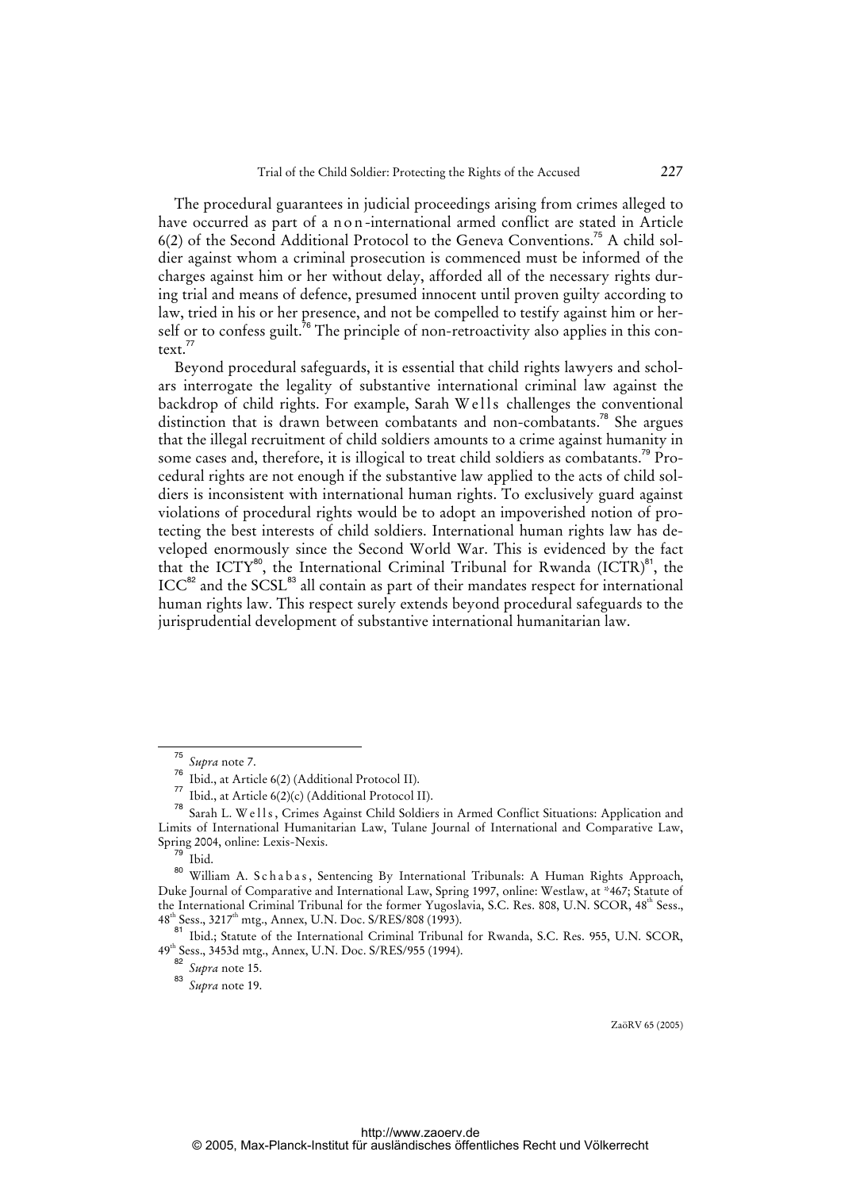The procedural guarantees in judicial proceedings arising from crimes alleged to have occurred as part of a non-international armed conflict are stated in Article 6(2) of the Second Additional Protocol to the Geneva Conventions.[75] A child soldier against whom a criminal prosecution is commenced must be informed of the charges against him or her without delay, afforded all of the necessary rights during trial and means of defence, presumed innocent until proven guilty according to law, tried in his or her presence, and not be compelled to testify against him or herself or to confess guilt.[76] The principle of non-retroactivity also applies in this context.[77]

Beyond procedural safeguards, it is essential that child rights lawyers and scholars interrogate the legality of substantive international criminal law against the backdrop of child rights. For example, Sarah Wells challenges the conventional distinction that is drawn between combatants and non-combatants.[78] She argues that the illegal recruitment of child soldiers amounts to a crime against humanity in some cases and, therefore, it is illogical to treat child soldiers as combatants.[79] Procedural rights are not enough if the substantive law applied to the acts of child soldiers is inconsistent with international human rights. To exclusively guard against violations of procedural rights would be to adopt an impoverished notion of protecting the best interests of child soldiers. International human rights law has developed enormously since the Second World War. This is evidenced by the fact that the ICTY[80], the International Criminal Tribunal for Rwanda (ICTR)[81], the ICC[82] and the SCSL[83] all contain as part of their mandates respect for international human rights law. This respect surely extends beyond procedural safeguards to the jurisprudential development of substantive international humanitarian law.

---

[75] *Supra* note 7.

[76] Ibid., at Article 6(2) (Additional Protocol II).

[77] Ibid., at Article 6(2)(c) (Additional Protocol II).

[78] Sarah L. Wells, Crimes Against Child Soldiers in Armed Conflict Situations: Application and Limits of International Humanitarian Law, Tulane Journal of International and Comparative Law, Spring 2004, online: Lexis-Nexis.

[79] Ibid.

[80] William A. Schabas, Sentencing By International Tribunals: A Human Rights Approach, Duke Journal of Comparative and International Law, Spring 1997, online: Westlaw, at *467; Statute of the International Criminal Tribunal for the former Yugoslavia, S.C. Res. 808, U.N. SCOR, 48th Sess., 48th Sess., 3217th mtg., Annex, U.N. Doc. S/RES/808 (1993).

[81] Ibid.; Statute of the International Criminal Tribunal for Rwanda, S.C. Res. 955, U.N. SCOR, 49th Sess., 3453d mtg., Annex, U.N. Doc. S/RES/955 (1994).

[82] *Supra* note 15.

[83] *Supra* note 19.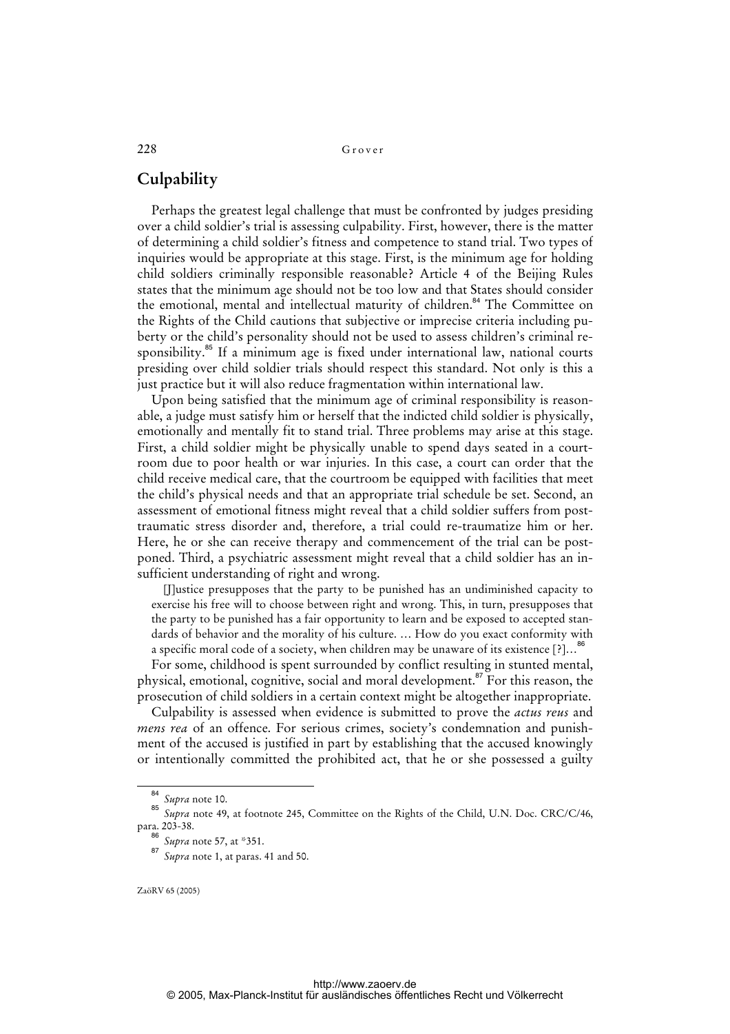## Culpability

Perhaps the greatest legal challenge that must be confronted by judges presiding over a child soldier's trial is assessing culpability. First, however, there is the matter of determining a child soldier's fitness and competence to stand trial. Two types of inquiries would be appropriate at this stage. First, is the minimum age for holding child soldiers criminally responsible reasonable? Article 4 of the Beijing Rules states that the minimum age should not be too low and that States should consider the emotional, mental and intellectual maturity of children.[84] The Committee on the Rights of the Child cautions that subjective or imprecise criteria including puberty or the child's personality should not be used to assess children's criminal responsibility.[85] If a minimum age is fixed under international law, national courts presiding over child soldier trials should respect this standard. Not only is this a just practice but it will also reduce fragmentation within international law.

Upon being satisfied that the minimum age of criminal responsibility is reasonable, a judge must satisfy him or herself that the indicted child soldier is physically, emotionally and mentally fit to stand trial. Three problems may arise at this stage. First, a child soldier might be physically unable to spend days seated in a courtroom due to poor health or war injuries. In this case, a court can order that the child receive medical care, that the courtroom be equipped with facilities that meet the child's physical needs and that an appropriate trial schedule be set. Second, an assessment of emotional fitness might reveal that a child soldier suffers from post-traumatic stress disorder and, therefore, a trial could re-traumatize him or her. Here, he or she can receive therapy and commencement of the trial can be postponed. Third, a psychiatric assessment might reveal that a child soldier has an insufficient understanding of right and wrong.

> [J]ustice presupposes that the party to be punished has an undiminished capacity to exercise his free will to choose between right and wrong. This, in turn, presupposes that the party to be punished has a fair opportunity to learn and be exposed to accepted standards of behavior and the morality of his culture. … How do you exact conformity with a specific moral code of a society, when children may be unaware of its existence [?]…[86]

For some, childhood is spent surrounded by conflict resulting in stunted mental, physical, emotional, cognitive, social and moral development.[87] For this reason, the prosecution of child soldiers in a certain context might be altogether inappropriate.

Culpability is assessed when evidence is submitted to prove the *actus reus* and *mens rea* of an offence. For serious crimes, society's condemnation and punishment of the accused is justified in part by establishing that the accused knowingly or intentionally committed the prohibited act, that he or she possessed a guilty

---

[84] *Supra* note 10.

[85] *Supra* note 49, at footnote 245, Committee on the Rights of the Child, U.N. Doc. CRC/C/46, para. 203-38.

[86] *Supra* note 57, at *351.

[87] *Supra* note 1, at paras. 41 and 50.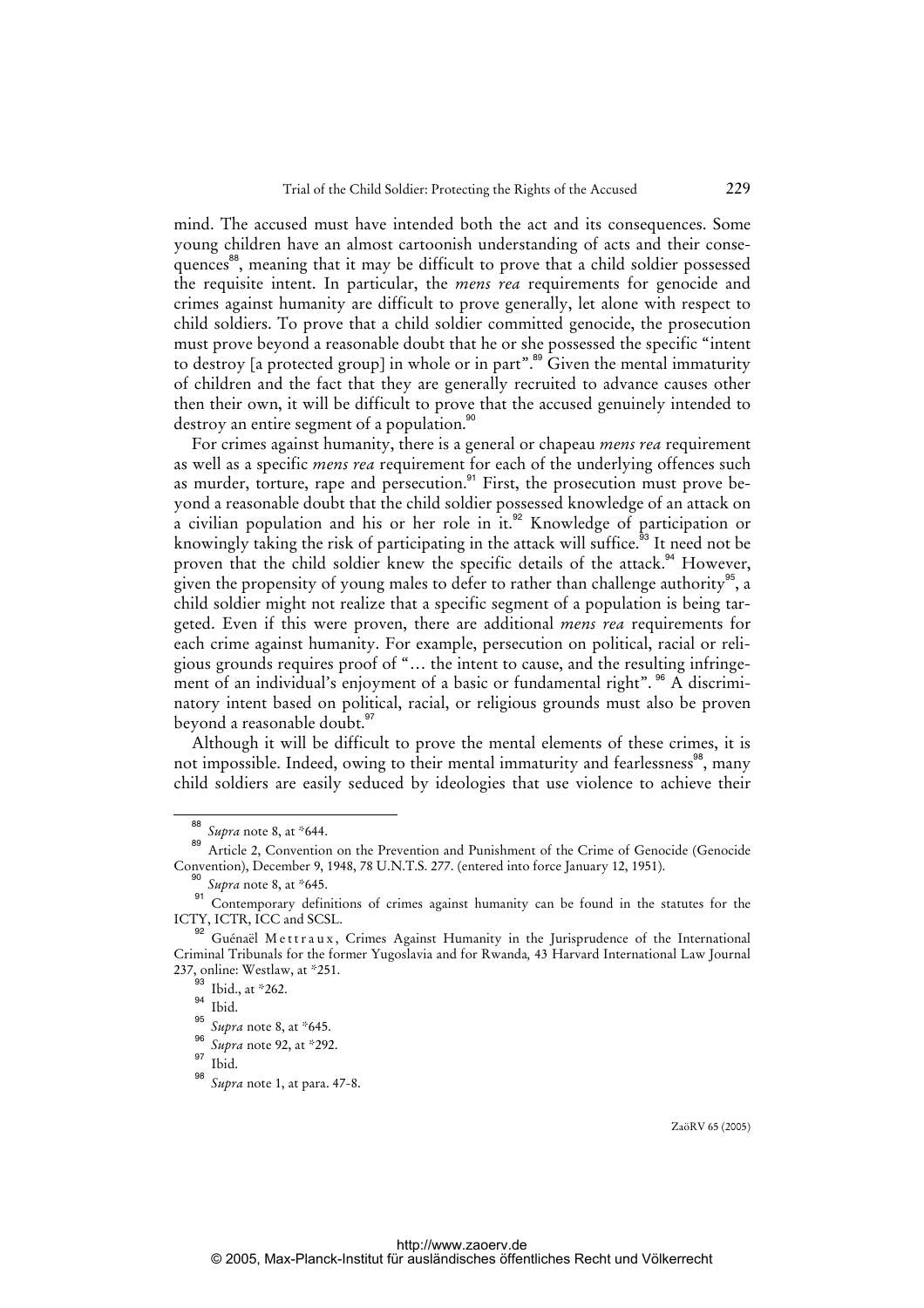mind. The accused must have intended both the act and its consequences. Some young children have an almost cartoonish understanding of acts and their consequences[88], meaning that it may be difficult to prove that a child soldier possessed the requisite intent. In particular, the *mens rea* requirements for genocide and crimes against humanity are difficult to prove generally, let alone with respect to child soldiers. To prove that a child soldier committed genocide, the prosecution must prove beyond a reasonable doubt that he or she possessed the specific "intent to destroy [a protected group] in whole or in part".[89] Given the mental immaturity of children and the fact that they are generally recruited to advance causes other then their own, it will be difficult to prove that the accused genuinely intended to destroy an entire segment of a population.[90]

For crimes against humanity, there is a general or chapeau *mens rea* requirement as well as a specific *mens rea* requirement for each of the underlying offences such as murder, torture, rape and persecution.[91] First, the prosecution must prove beyond a reasonable doubt that the child soldier possessed knowledge of an attack on a civilian population and his or her role in it.[92] Knowledge of participation or knowingly taking the risk of participating in the attack will suffice.[93] It need not be proven that the child soldier knew the specific details of the attack.[94] However, given the propensity of young males to defer to rather than challenge authority[95], a child soldier might not realize that a specific segment of a population is being targeted. Even if this were proven, there are additional *mens rea* requirements for each crime against humanity. For example, persecution on political, racial or religious grounds requires proof of "… the intent to cause, and the resulting infringement of an individual's enjoyment of a basic or fundamental right". [96] A discriminatory intent based on political, racial, or religious grounds must also be proven beyond a reasonable doubt.[97]

Although it will be difficult to prove the mental elements of these crimes, it is not impossible. Indeed, owing to their mental immaturity and fearlessness[98], many child soldiers are easily seduced by ideologies that use violence to achieve their

---

[88] *Supra* note 8, at *644.

[89] Article 2, Convention on the Prevention and Punishment of the Crime of Genocide (Genocide Convention), December 9, 1948, 78 U.N.T.S. 277. (entered into force January 12, 1951).

[90] *Supra* note 8, at *645.

[91] Contemporary definitions of crimes against humanity can be found in the statutes for the ICTY, ICTR, ICC and SCSL.

[92] Guénaël Mettraux, Crimes Against Humanity in the Jurisprudence of the International Criminal Tribunals for the former Yugoslavia and for Rwanda*,* 43 Harvard International Law Journal 237, online: Westlaw, at *251.

[93] Ibid., at *262.

[94] Ibid.

[95] *Supra* note 8, at *645.

[96] *Supra* note 92, at *292.

[97] Ibid.

[98] *Supra* note 1, at para. 47-8.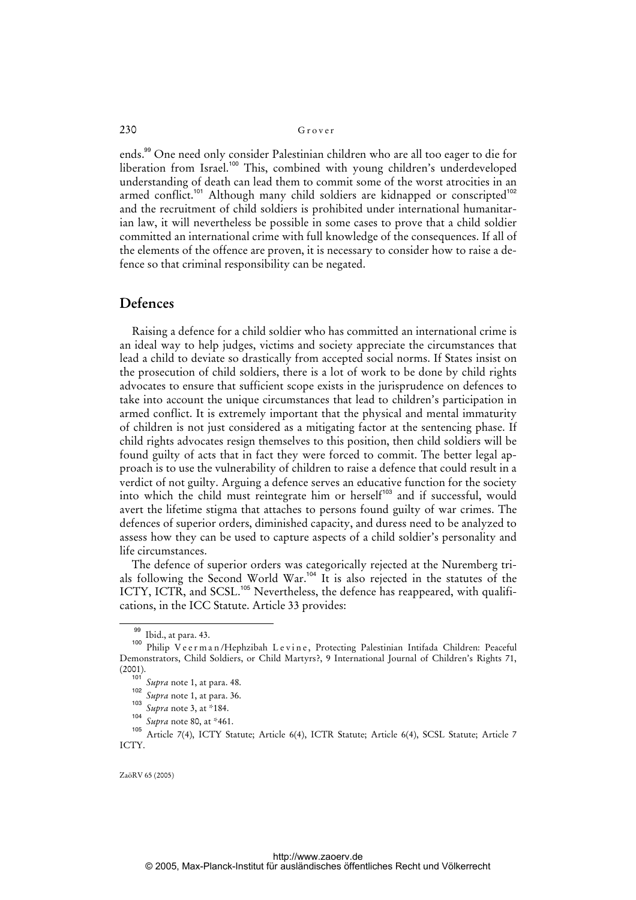ends.[99] One need only consider Palestinian children who are all too eager to die for liberation from Israel.[100] This, combined with young children's underdeveloped understanding of death can lead them to commit some of the worst atrocities in an armed conflict.[101] Although many child soldiers are kidnapped or conscripted[102] and the recruitment of child soldiers is prohibited under international humanitarian law, it will nevertheless be possible in some cases to prove that a child soldier committed an international crime with full knowledge of the consequences. If all of the elements of the offence are proven, it is necessary to consider how to raise a defence so that criminal responsibility can be negated.

## Defences

Raising a defence for a child soldier who has committed an international crime is an ideal way to help judges, victims and society appreciate the circumstances that lead a child to deviate so drastically from accepted social norms. If States insist on the prosecution of child soldiers, there is a lot of work to be done by child rights advocates to ensure that sufficient scope exists in the jurisprudence on defences to take into account the unique circumstances that lead to children's participation in armed conflict. It is extremely important that the physical and mental immaturity of children is not just considered as a mitigating factor at the sentencing phase. If child rights advocates resign themselves to this position, then child soldiers will be found guilty of acts that in fact they were forced to commit. The better legal approach is to use the vulnerability of children to raise a defence that could result in a verdict of not guilty. Arguing a defence serves an educative function for the society into which the child must reintegrate him or herself[103] and if successful, would avert the lifetime stigma that attaches to persons found guilty of war crimes. The defences of superior orders, diminished capacity, and duress need to be analyzed to assess how they can be used to capture aspects of a child soldier's personality and life circumstances.

The defence of superior orders was categorically rejected at the Nuremberg trials following the Second World War.[104] It is also rejected in the statutes of the ICTY, ICTR, and SCSL.[105] Nevertheless, the defence has reappeared, with qualifications, in the ICC Statute. Article 33 provides:

---

[99] Ibid., at para. 43.

[100] Philip Veerman/Hephzibah Levine, Protecting Palestinian Intifada Children: Peaceful Demonstrators, Child Soldiers, or Child Martyrs?, 9 International Journal of Children's Rights 71, (2001).

[101] *Supra* note 1, at para. 48.

[102] *Supra* note 1, at para. 36.

[103] *Supra* note 3, at *184.

[104] *Supra* note 80, at *461.

[105] Article 7(4), ICTY Statute; Article 6(4), ICTR Statute; Article 6(4), SCSL Statute; Article 7 ICTY.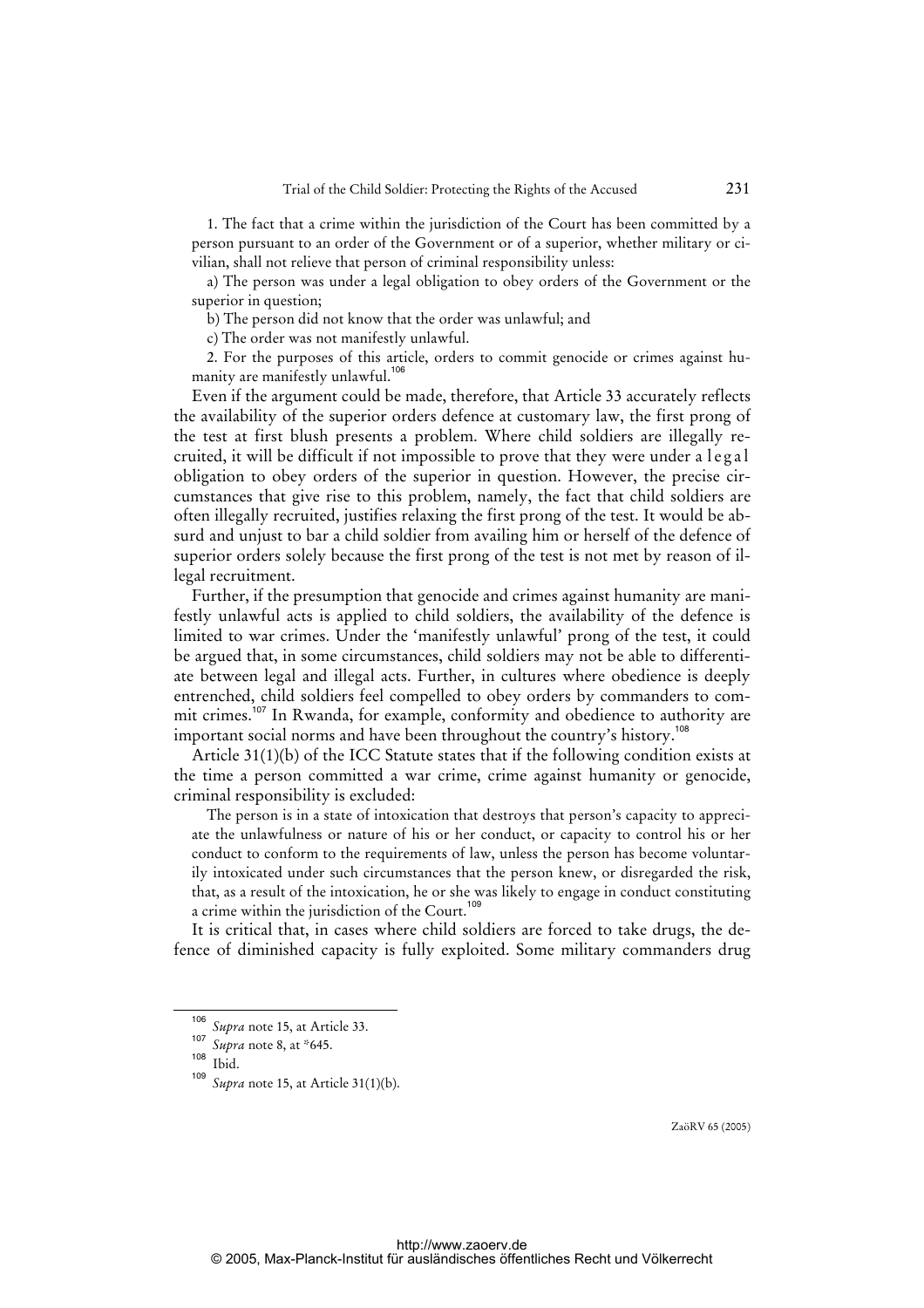1. The fact that a crime within the jurisdiction of the Court has been committed by a person pursuant to an order of the Government or of a superior, whether military or civilian, shall not relieve that person of criminal responsibility unless:

a) The person was under a legal obligation to obey orders of the Government or the superior in question;

b) The person did not know that the order was unlawful; and

c) The order was not manifestly unlawful.

2. For the purposes of this article, orders to commit genocide or crimes against humanity are manifestly unlawful.[106]

Even if the argument could be made, therefore, that Article 33 accurately reflects the availability of the superior orders defence at customary law, the first prong of the test at first blush presents a problem. Where child soldiers are illegally recruited, it will be difficult if not impossible to prove that they were under a legal obligation to obey orders of the superior in question. However, the precise circumstances that give rise to this problem, namely, the fact that child soldiers are often illegally recruited, justifies relaxing the first prong of the test. It would be absurd and unjust to bar a child soldier from availing him or herself of the defence of superior orders solely because the first prong of the test is not met by reason of illegal recruitment.

Further, if the presumption that genocide and crimes against humanity are manifestly unlawful acts is applied to child soldiers, the availability of the defence is limited to war crimes. Under the 'manifestly unlawful' prong of the test, it could be argued that, in some circumstances, child soldiers may not be able to differentiate between legal and illegal acts. Further, in cultures where obedience is deeply entrenched, child soldiers feel compelled to obey orders by commanders to commit crimes.[107] In Rwanda, for example, conformity and obedience to authority are important social norms and have been throughout the country's history.[108]

Article 31(1)(b) of the ICC Statute states that if the following condition exists at the time a person committed a war crime, crime against humanity or genocide, criminal responsibility is excluded:

The person is in a state of intoxication that destroys that person's capacity to appreciate the unlawfulness or nature of his or her conduct, or capacity to control his or her conduct to conform to the requirements of law, unless the person has become voluntarily intoxicated under such circumstances that the person knew, or disregarded the risk, that, as a result of the intoxication, he or she was likely to engage in conduct constituting a crime within the jurisdiction of the Court.[109]

It is critical that, in cases where child soldiers are forced to take drugs, the defence of diminished capacity is fully exploited. Some military commanders drug

---

[106] *Supra* note 15, at Article 33.

[107] *Supra* note 8, at *645.

[108] Ibid.

[109] *Supra* note 15, at Article 31(1)(b).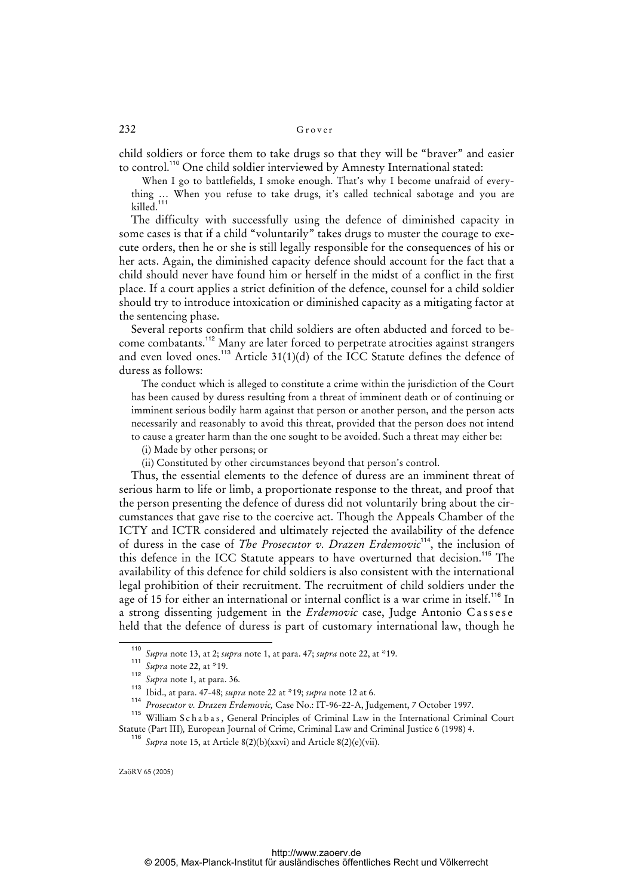child soldiers or force them to take drugs so that they will be "braver" and easier to control.[110] One child soldier interviewed by Amnesty International stated:

> When I go to battlefields, I smoke enough. That's why I become unafraid of everything … When you refuse to take drugs, it's called technical sabotage and you are killed.[111]

The difficulty with successfully using the defence of diminished capacity in some cases is that if a child "voluntarily" takes drugs to muster the courage to execute orders, then he or she is still legally responsible for the consequences of his or her acts. Again, the diminished capacity defence should account for the fact that a child should never have found him or herself in the midst of a conflict in the first place. If a court applies a strict definition of the defence, counsel for a child soldier should try to introduce intoxication or diminished capacity as a mitigating factor at the sentencing phase.

Several reports confirm that child soldiers are often abducted and forced to become combatants.[112] Many are later forced to perpetrate atrocities against strangers and even loved ones.[113] Article 31(1)(d) of the ICC Statute defines the defence of duress as follows:

> The conduct which is alleged to constitute a crime within the jurisdiction of the Court has been caused by duress resulting from a threat of imminent death or of continuing or imminent serious bodily harm against that person or another person, and the person acts necessarily and reasonably to avoid this threat, provided that the person does not intend to cause a greater harm than the one sought to be avoided. Such a threat may either be:
>
> (i) Made by other persons; or
>
> (ii) Constituted by other circumstances beyond that person's control.

Thus, the essential elements to the defence of duress are an imminent threat of serious harm to life or limb, a proportionate response to the threat, and proof that the person presenting the defence of duress did not voluntarily bring about the circumstances that gave rise to the coercive act. Though the Appeals Chamber of the ICTY and ICTR considered and ultimately rejected the availability of the defence of duress in the case of *The Prosecutor v. Drazen Erdemovic*[114], the inclusion of this defence in the ICC Statute appears to have overturned that decision.[115] The availability of this defence for child soldiers is also consistent with the international legal prohibition of their recruitment. The recruitment of child soldiers under the age of 15 for either an international or internal conflict is a war crime in itself.[116] In a strong dissenting judgement in the *Erdemovic* case, Judge Antonio Cassese held that the defence of duress is part of customary international law, though he

---

[110] *Supra* note 13, at 2; *supra* note 1, at para. 47; *supra* note 22, at \*19.

[111] *Supra* note 22, at \*19.

[112] *Supra* note 1, at para. 36.

[113] Ibid., at para. 47-48; *supra* note 22 at \*19; *supra* note 12 at 6.

[114] *Prosecutor v. Drazen Erdemovic,* Case No.: IT-96-22-A, Judgement, 7 October 1997.

[115] William Schabas, General Principles of Criminal Law in the International Criminal Court Statute (Part III)*,* European Journal of Crime, Criminal Law and Criminal Justice 6 (1998) 4.

[116] *Supra* note 15, at Article 8(2)(b)(xxvi) and Article 8(2)(e)(vii).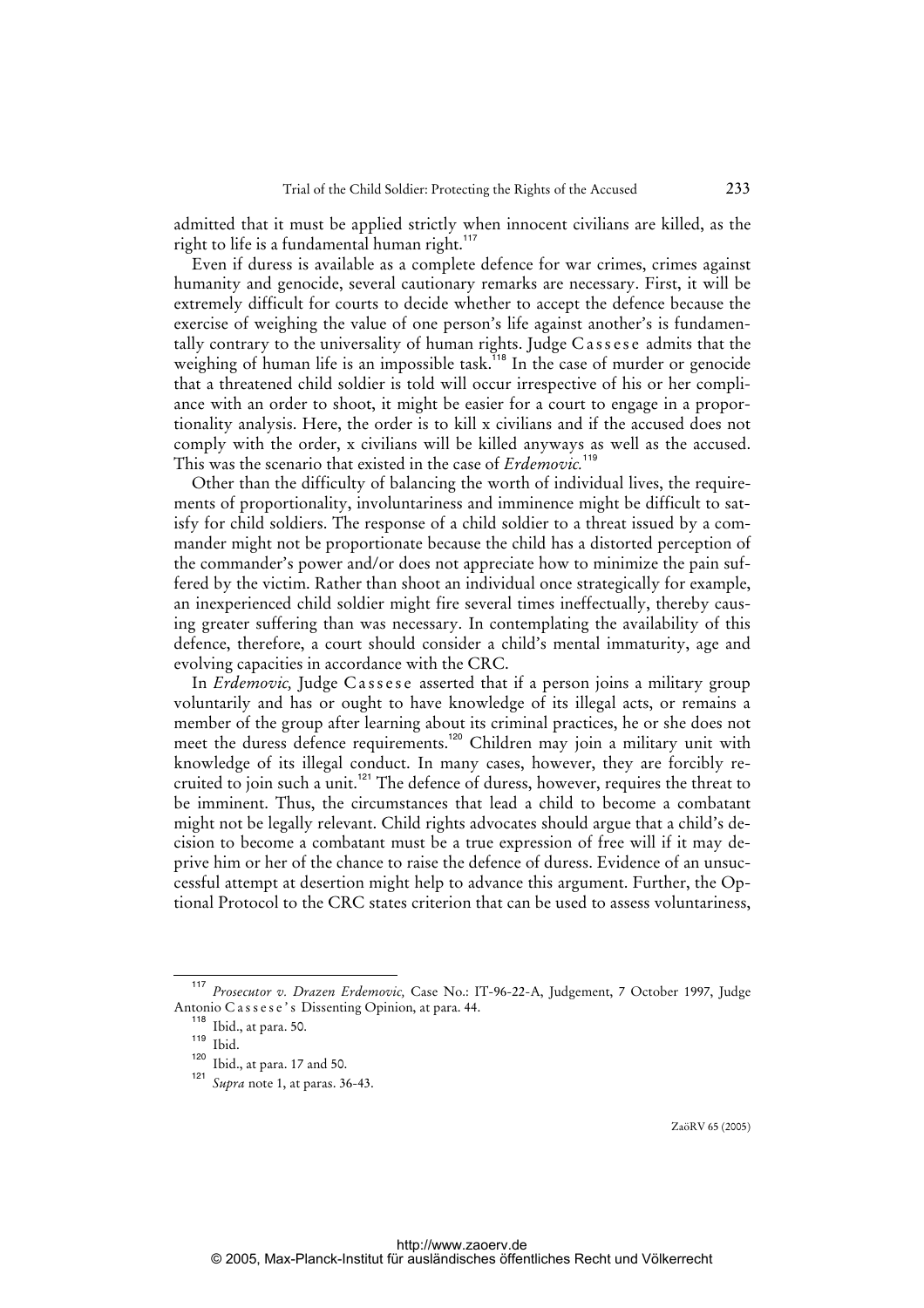admitted that it must be applied strictly when innocent civilians are killed, as the right to life is a fundamental human right.[117]

Even if duress is available as a complete defence for war crimes, crimes against humanity and genocide, several cautionary remarks are necessary. First, it will be extremely difficult for courts to decide whether to accept the defence because the exercise of weighing the value of one person's life against another's is fundamentally contrary to the universality of human rights. Judge Cassese admits that the weighing of human life is an impossible task.[118] In the case of murder or genocide that a threatened child soldier is told will occur irrespective of his or her compliance with an order to shoot, it might be easier for a court to engage in a proportionality analysis. Here, the order is to kill x civilians and if the accused does not comply with the order, x civilians will be killed anyways as well as the accused. This was the scenario that existed in the case of *Erdemovic.*[119]

Other than the difficulty of balancing the worth of individual lives, the requirements of proportionality, involuntariness and imminence might be difficult to satisfy for child soldiers. The response of a child soldier to a threat issued by a commander might not be proportionate because the child has a distorted perception of the commander's power and/or does not appreciate how to minimize the pain suffered by the victim. Rather than shoot an individual once strategically for example, an inexperienced child soldier might fire several times ineffectually, thereby causing greater suffering than was necessary. In contemplating the availability of this defence, therefore, a court should consider a child's mental immaturity, age and evolving capacities in accordance with the CRC.

In *Erdemovic,* Judge Cassese asserted that if a person joins a military group voluntarily and has or ought to have knowledge of its illegal acts, or remains a member of the group after learning about its criminal practices, he or she does not meet the duress defence requirements.[120] Children may join a military unit with knowledge of its illegal conduct. In many cases, however, they are forcibly recruited to join such a unit.[121] The defence of duress, however, requires the threat to be imminent. Thus, the circumstances that lead a child to become a combatant might not be legally relevant. Child rights advocates should argue that a child's decision to become a combatant must be a true expression of free will if it may deprive him or her of the chance to raise the defence of duress. Evidence of an unsuccessful attempt at desertion might help to advance this argument. Further, the Optional Protocol to the CRC states criterion that can be used to assess voluntariness,

---

[117] *Prosecutor v. Drazen Erdemovic,* Case No.: IT-96-22-A, Judgement, 7 October 1997, Judge Antonio Cassese's Dissenting Opinion, at para. 44.

[118] Ibid., at para. 50.

[119] Ibid.

[120] Ibid., at para. 17 and 50.

[121] *Supra* note 1, at paras. 36-43.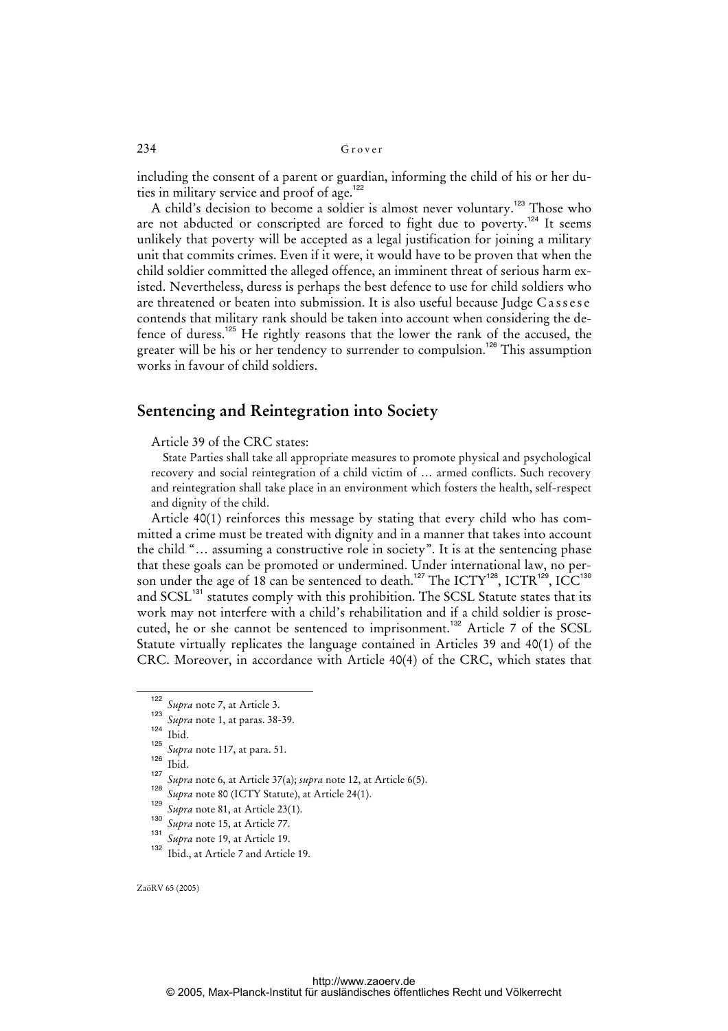including the consent of a parent or guardian, informing the child of his or her duties in military service and proof of age.[122]

A child's decision to become a soldier is almost never voluntary.[123] Those who are not abducted or conscripted are forced to fight due to poverty.[124] It seems unlikely that poverty will be accepted as a legal justification for joining a military unit that commits crimes. Even if it were, it would have to be proven that when the child soldier committed the alleged offence, an imminent threat of serious harm existed. Nevertheless, duress is perhaps the best defence to use for child soldiers who are threatened or beaten into submission. It is also useful because Judge Cassese contends that military rank should be taken into account when considering the defence of duress.[125] He rightly reasons that the lower the rank of the accused, the greater will be his or her tendency to surrender to compulsion.[126] This assumption works in favour of child soldiers.

## Sentencing and Reintegration into Society

Article 39 of the CRC states:

> State Parties shall take all appropriate measures to promote physical and psychological recovery and social reintegration of a child victim of ... armed conflicts. Such recovery and reintegration shall take place in an environment which fosters the health, self-respect and dignity of the child.

Article 40(1) reinforces this message by stating that every child who has committed a crime must be treated with dignity and in a manner that takes into account the child "... assuming a constructive role in society". It is at the sentencing phase that these goals can be promoted or undermined. Under international law, no person under the age of 18 can be sentenced to death.[127] The ICTY[128], ICTR[129], ICC[130] and SCSL[131] statutes comply with this prohibition. The SCSL Statute states that its work may not interfere with a child's rehabilitation and if a child soldier is prosecuted, he or she cannot be sentenced to imprisonment.[132] Article 7 of the SCSL Statute virtually replicates the language contained in Articles 39 and 40(1) of the CRC. Moreover, in accordance with Article 40(4) of the CRC, which states that

---

[122] *Supra* note 7, at Article 3.

[123] *Supra* note 1, at paras. 38-39.

[124] Ibid.

[125] *Supra* note 117, at para. 51.

[126] Ibid.

[127] *Supra* note 6, at Article 37(a); *supra* note 12, at Article 6(5).

[128] *Supra* note 80 (ICTY Statute), at Article 24(1).

[129] *Supra* note 81, at Article 23(1).

[130] *Supra* note 15, at Article 77.

[131] *Supra* note 19, at Article 19.

[132] Ibid., at Article 7 and Article 19.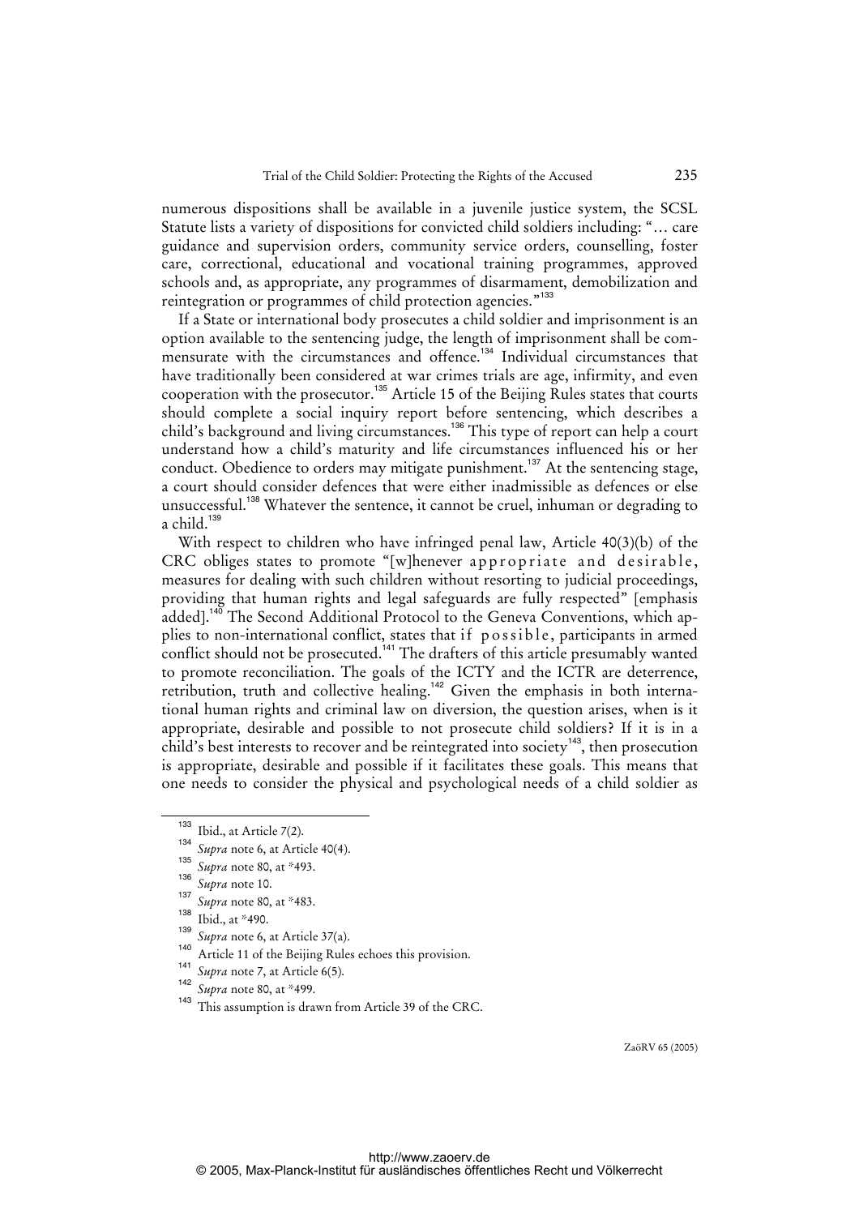numerous dispositions shall be available in a juvenile justice system, the SCSL Statute lists a variety of dispositions for convicted child soldiers including: "… care guidance and supervision orders, community service orders, counselling, foster care, correctional, educational and vocational training programmes, approved schools and, as appropriate, any programmes of disarmament, demobilization and reintegration or programmes of child protection agencies."[133]

If a State or international body prosecutes a child soldier and imprisonment is an option available to the sentencing judge, the length of imprisonment shall be commensurate with the circumstances and offence.[134] Individual circumstances that have traditionally been considered at war crimes trials are age, infirmity, and even cooperation with the prosecutor.[135] Article 15 of the Beijing Rules states that courts should complete a social inquiry report before sentencing, which describes a child's background and living circumstances.[136] This type of report can help a court understand how a child's maturity and life circumstances influenced his or her conduct. Obedience to orders may mitigate punishment.[137] At the sentencing stage, a court should consider defences that were either inadmissible as defences or else unsuccessful.[138] Whatever the sentence, it cannot be cruel, inhuman or degrading to a child.[139]

With respect to children who have infringed penal law, Article 40(3)(b) of the CRC obliges states to promote "[w]henever a p p r o p r i a t e  and  d e s i r a b l e, measures for dealing with such children without resorting to judicial proceedings, providing that human rights and legal safeguards are fully respected" [emphasis added].[140] The Second Additional Protocol to the Geneva Conventions, which applies to non-international conflict, states that i f  p o s s i b l e, participants in armed conflict should not be prosecuted.[141] The drafters of this article presumably wanted to promote reconciliation. The goals of the ICTY and the ICTR are deterrence, retribution, truth and collective healing.[142] Given the emphasis in both international human rights and criminal law on diversion, the question arises, when is it appropriate, desirable and possible to not prosecute child soldiers? If it is in a child's best interests to recover and be reintegrated into society[143], then prosecution is appropriate, desirable and possible if it facilitates these goals. This means that one needs to consider the physical and psychological needs of a child soldier as

---

[133] Ibid., at Article 7(2).

[134] *Supra* note 6, at Article 40(4).

[135] *Supra* note 80, at *493.

[136] *Supra* note 10.

[137] *Supra* note 80, at *483.

[138] Ibid., at *490.

[139] *Supra* note 6, at Article 37(a).

[140] Article 11 of the Beijing Rules echoes this provision.

[141] *Supra* note 7, at Article 6(5).

[142] *Supra* note 80, at *499.

[143] This assumption is drawn from Article 39 of the CRC.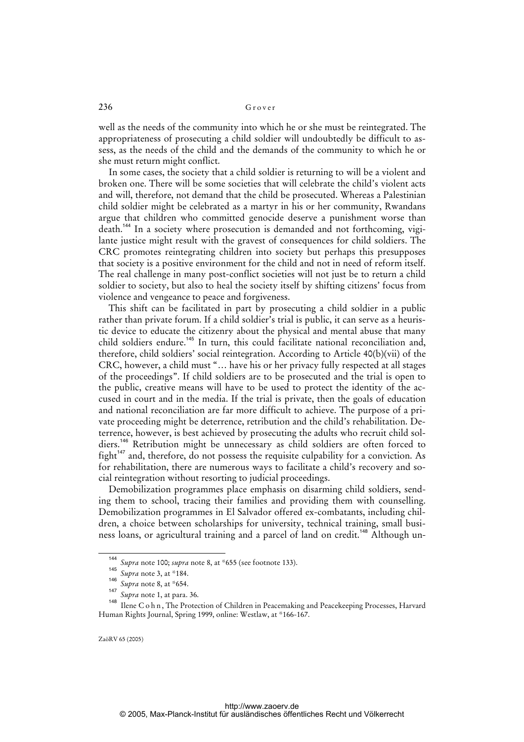well as the needs of the community into which he or she must be reintegrated. The appropriateness of prosecuting a child soldier will undoubtedly be difficult to assess, as the needs of the child and the demands of the community to which he or she must return might conflict.

In some cases, the society that a child soldier is returning to will be a violent and broken one. There will be some societies that will celebrate the child's violent acts and will, therefore, not demand that the child be prosecuted. Whereas a Palestinian child soldier might be celebrated as a martyr in his or her community, Rwandans argue that children who committed genocide deserve a punishment worse than death.[144] In a society where prosecution is demanded and not forthcoming, vigilante justice might result with the gravest of consequences for child soldiers. The CRC promotes reintegrating children into society but perhaps this presupposes that society is a positive environment for the child and not in need of reform itself. The real challenge in many post-conflict societies will not just be to return a child soldier to society, but also to heal the society itself by shifting citizens' focus from violence and vengeance to peace and forgiveness.

This shift can be facilitated in part by prosecuting a child soldier in a public rather than private forum. If a child soldier's trial is public, it can serve as a heuristic device to educate the citizenry about the physical and mental abuse that many child soldiers endure.[145] In turn, this could facilitate national reconciliation and, therefore, child soldiers' social reintegration. According to Article 40(b)(vii) of the CRC, however, a child must "… have his or her privacy fully respected at all stages of the proceedings". If child soldiers are to be prosecuted and the trial is open to the public, creative means will have to be used to protect the identity of the accused in court and in the media. If the trial is private, then the goals of education and national reconciliation are far more difficult to achieve. The purpose of a private proceeding might be deterrence, retribution and the child's rehabilitation. Deterrence, however, is best achieved by prosecuting the adults who recruit child soldiers.[146] Retribution might be unnecessary as child soldiers are often forced to fight[147] and, therefore, do not possess the requisite culpability for a conviction. As for rehabilitation, there are numerous ways to facilitate a child's recovery and social reintegration without resorting to judicial proceedings.

Demobilization programmes place emphasis on disarming child soldiers, sending them to school, tracing their families and providing them with counselling. Demobilization programmes in El Salvador offered ex-combatants, including children, a choice between scholarships for university, technical training, small business loans, or agricultural training and a parcel of land on credit.[148] Although un-

---

[144] *Supra* note 100; *supra* note 8, at *655 (see footnote 133).

[145] *Supra* note 3, at *184.

[146] *Supra* note 8, at *654.

[147] *Supra* note 1, at para. 36.

[148] Ilene Cohn, The Protection of Children in Peacemaking and Peacekeeping Processes, Harvard Human Rights Journal, Spring 1999, online: Westlaw, at *166-167.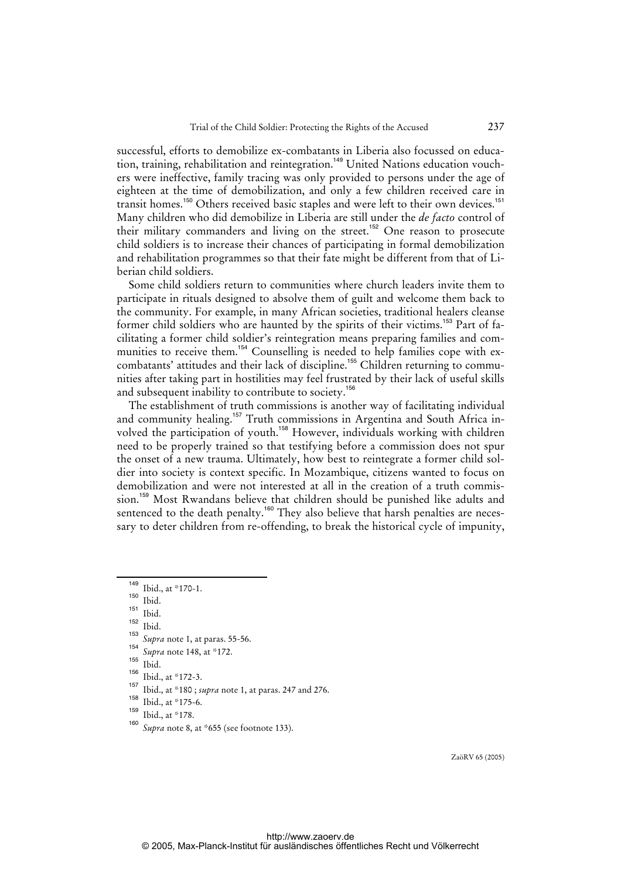successful, efforts to demobilize ex-combatants in Liberia also focussed on education, training, rehabilitation and reintegration.[149] United Nations education vouchers were ineffective, family tracing was only provided to persons under the age of eighteen at the time of demobilization, and only a few children received care in transit homes.[150] Others received basic staples and were left to their own devices.[151] Many children who did demobilize in Liberia are still under the *de facto* control of their military commanders and living on the street.[152] One reason to prosecute child soldiers is to increase their chances of participating in formal demobilization and rehabilitation programmes so that their fate might be different from that of Liberian child soldiers.

Some child soldiers return to communities where church leaders invite them to participate in rituals designed to absolve them of guilt and welcome them back to the community. For example, in many African societies, traditional healers cleanse former child soldiers who are haunted by the spirits of their victims.[153] Part of facilitating a former child soldier's reintegration means preparing families and communities to receive them.[154] Counselling is needed to help families cope with ex-combatants' attitudes and their lack of discipline.[155] Children returning to communities after taking part in hostilities may feel frustrated by their lack of useful skills and subsequent inability to contribute to society.[156]

The establishment of truth commissions is another way of facilitating individual and community healing.[157] Truth commissions in Argentina and South Africa involved the participation of youth.[158] However, individuals working with children need to be properly trained so that testifying before a commission does not spur the onset of a new trauma. Ultimately, how best to reintegrate a former child soldier into society is context specific. In Mozambique, citizens wanted to focus on demobilization and were not interested at all in the creation of a truth commission.[159] Most Rwandans believe that children should be punished like adults and sentenced to the death penalty.[160] They also believe that harsh penalties are necessary to deter children from re-offending, to break the historical cycle of impunity,

---

[149] Ibid., at *170-1.

[150] Ibid.

[151] Ibid.

[152] Ibid.

[153] *Supra* note 1, at paras. 55-56.

[154] *Supra* note 148, at *172.

[155] Ibid.

[156] Ibid., at *172-3.

[157] Ibid., at *180 ; *supra* note 1, at paras. 247 and 276.

[158] Ibid., at *175-6.

[159] Ibid., at *178.

[160] *Supra* note 8, at *655 (see footnote 133).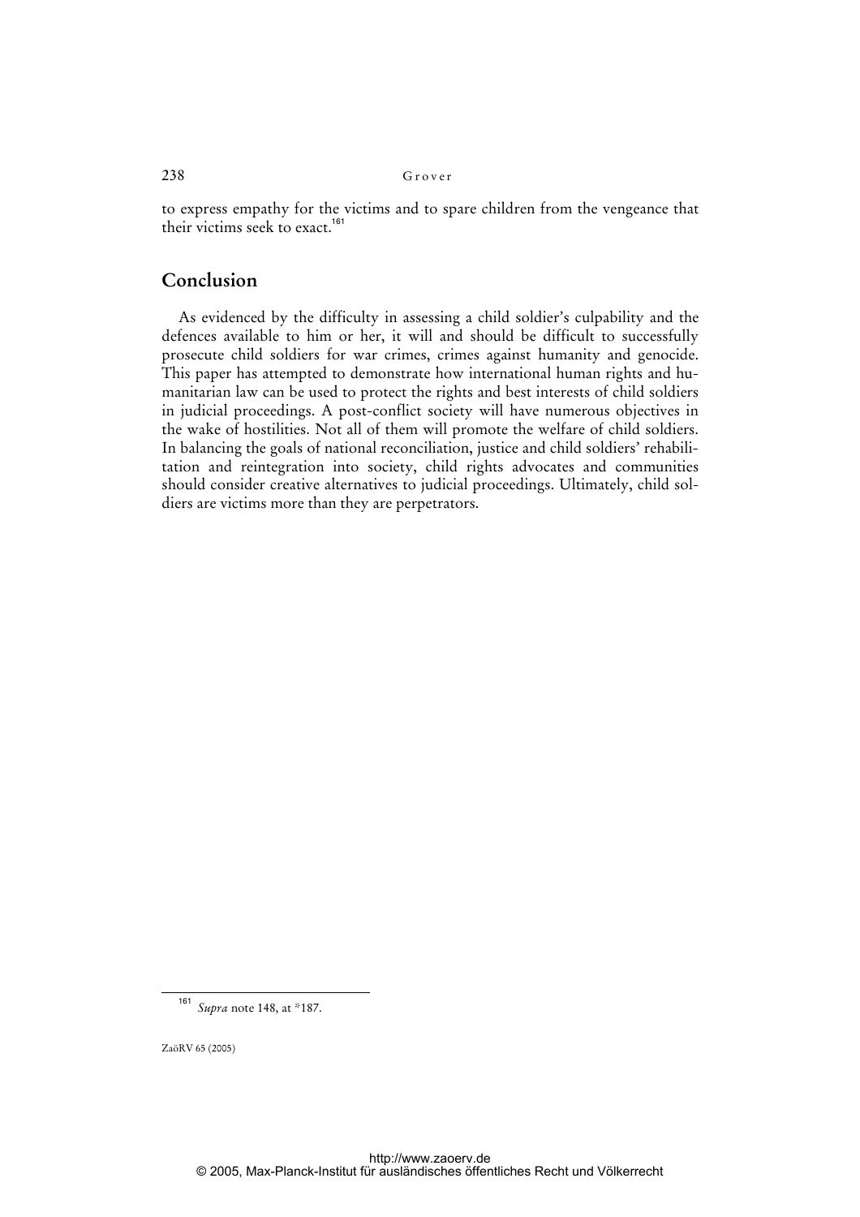to express empathy for the victims and to spare children from the vengeance that their victims seek to exact.[161]

## Conclusion

As evidenced by the difficulty in assessing a child soldier's culpability and the defences available to him or her, it will and should be difficult to successfully prosecute child soldiers for war crimes, crimes against humanity and genocide. This paper has attempted to demonstrate how international human rights and humanitarian law can be used to protect the rights and best interests of child soldiers in judicial proceedings. A post-conflict society will have numerous objectives in the wake of hostilities. Not all of them will promote the welfare of child soldiers. In balancing the goals of national reconciliation, justice and child soldiers' rehabilitation and reintegration into society, child rights advocates and communities should consider creative alternatives to judicial proceedings. Ultimately, child soldiers are victims more than they are perpetrators.

---

[161] *Supra* note 148, at *187.